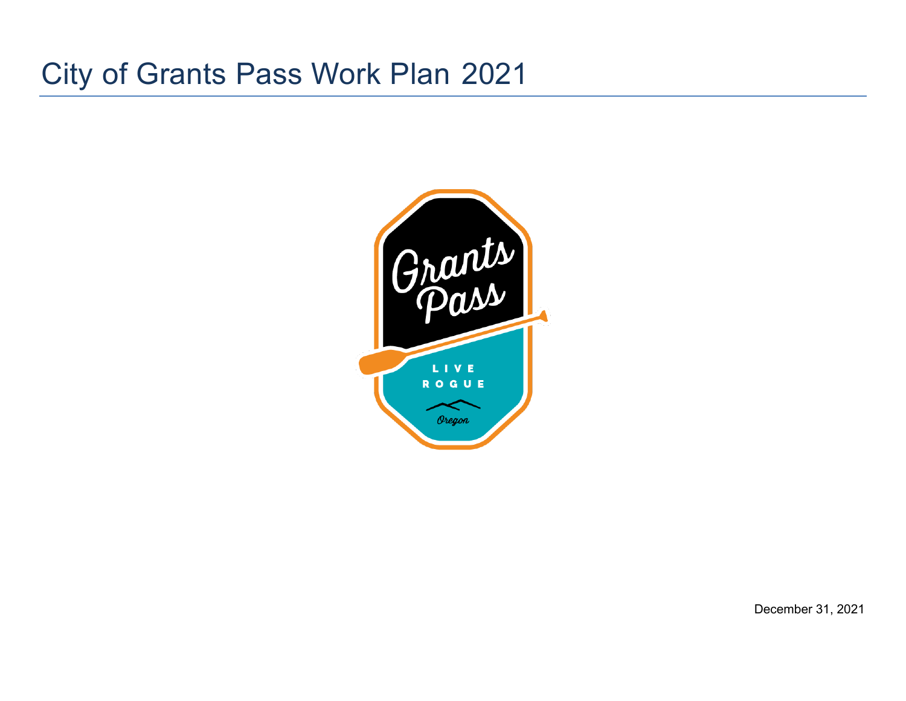# City of Grants Pass Work Plan 2021

December 31, 2021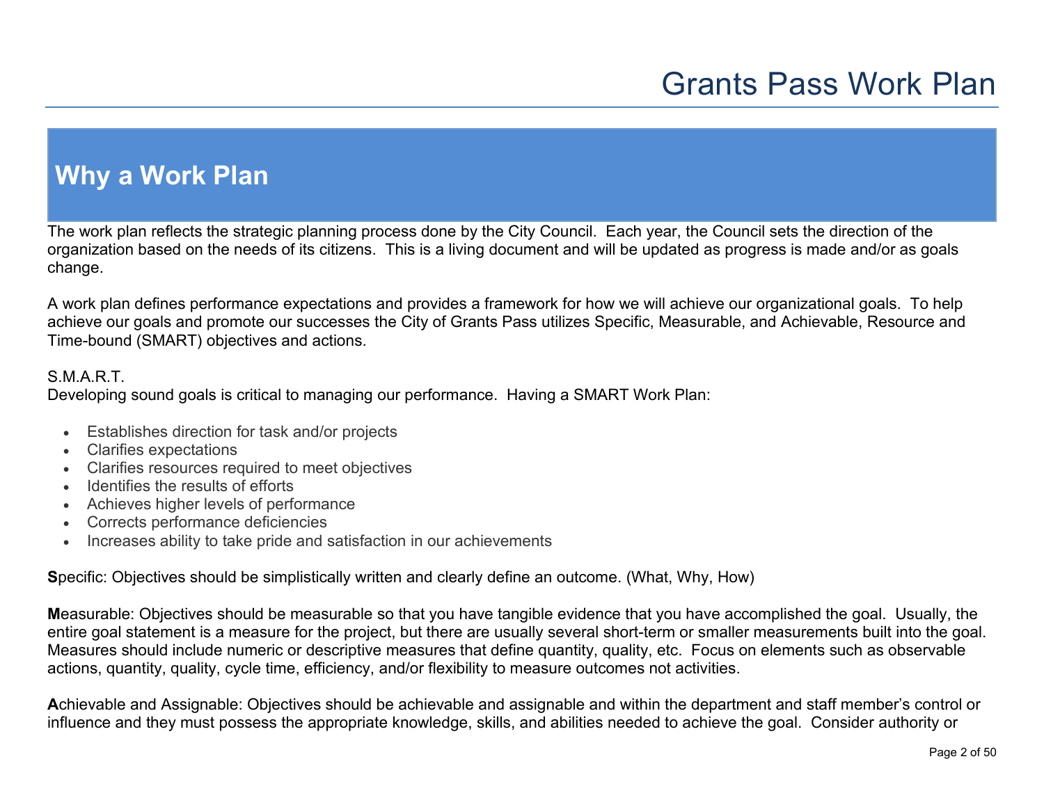# Grants Pass Work Plan

## Why a Work Plan

The work plan reflects the strategic planning process done by the City Council. Each year, the Council sets the direction of the organization based on the needs of its citizens. This is a living document and will be updated as progress is made and/or as goals change.

A work plan defines performance expectations and provides a framework for how we will achieve our organizational goals. To help achieve our goals and promote our successes the City of Grants Pass utilizes Specific, Measurable, and Achievable, Resource and Time-bound (SMART) objectives and actions.

S.M.A.R.T.
Developing sound goals is critical to managing our performance. Having a SMART Work Plan:

- Establishes direction for task and/or projects
- Clarifies expectations
- Clarifies resources required to meet objectives
- Identifies the results of efforts
- Achieves higher levels of performance
- Corrects performance deficiencies
- Increases ability to take pride and satisfaction in our achievements

**S**pecific: Objectives should be simplistically written and clearly define an outcome. (What, Why, How)

**M**easurable: Objectives should be measurable so that you have tangible evidence that you have accomplished the goal. Usually, the entire goal statement is a measure for the project, but there are usually several short-term or smaller measurements built into the goal. Measures should include numeric or descriptive measures that define quantity, quality, etc. Focus on elements such as observable actions, quantity, quality, cycle time, efficiency, and/or flexibility to measure outcomes not activities.

**A**chievable and Assignable: Objectives should be achievable and assignable and within the department and staff member's control or influence and they must possess the appropriate knowledge, skills, and abilities needed to achieve the goal. Consider authority or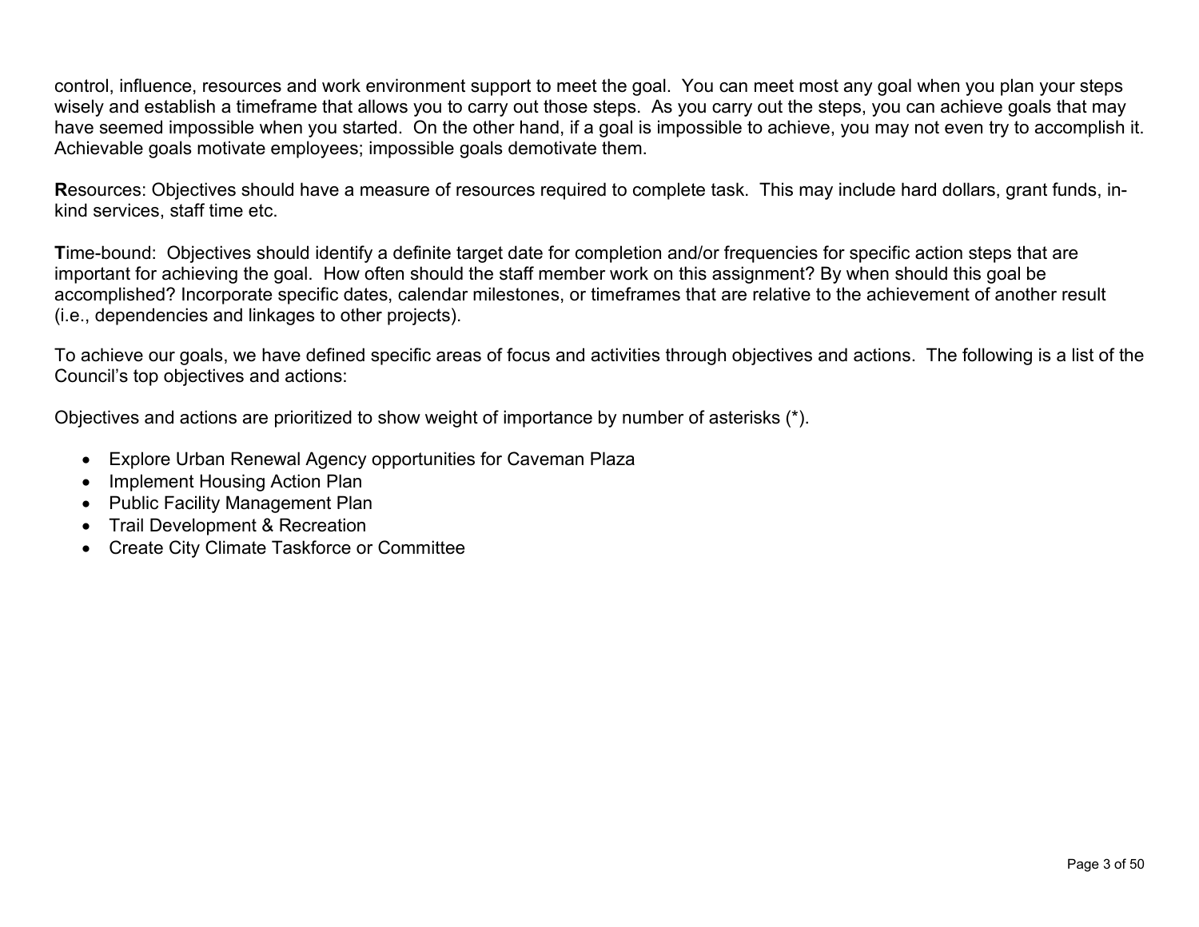control, influence, resources and work environment support to meet the goal. You can meet most any goal when you plan your steps wisely and establish a timeframe that allows you to carry out those steps. As you carry out the steps, you can achieve goals that may have seemed impossible when you started. On the other hand, if a goal is impossible to achieve, you may not even try to accomplish it. Achievable goals motivate employees; impossible goals demotivate them.

**R**esources: Objectives should have a measure of resources required to complete task. This may include hard dollars, grant funds, in-kind services, staff time etc.

**T**ime-bound: Objectives should identify a definite target date for completion and/or frequencies for specific action steps that are important for achieving the goal. How often should the staff member work on this assignment? By when should this goal be accomplished? Incorporate specific dates, calendar milestones, or timeframes that are relative to the achievement of another result (i.e., dependencies and linkages to other projects).

To achieve our goals, we have defined specific areas of focus and activities through objectives and actions. The following is a list of the Council's top objectives and actions:

Objectives and actions are prioritized to show weight of importance by number of asterisks (*).

- Explore Urban Renewal Agency opportunities for Caveman Plaza
- Implement Housing Action Plan
- Public Facility Management Plan
- Trail Development & Recreation
- Create City Climate Taskforce or Committee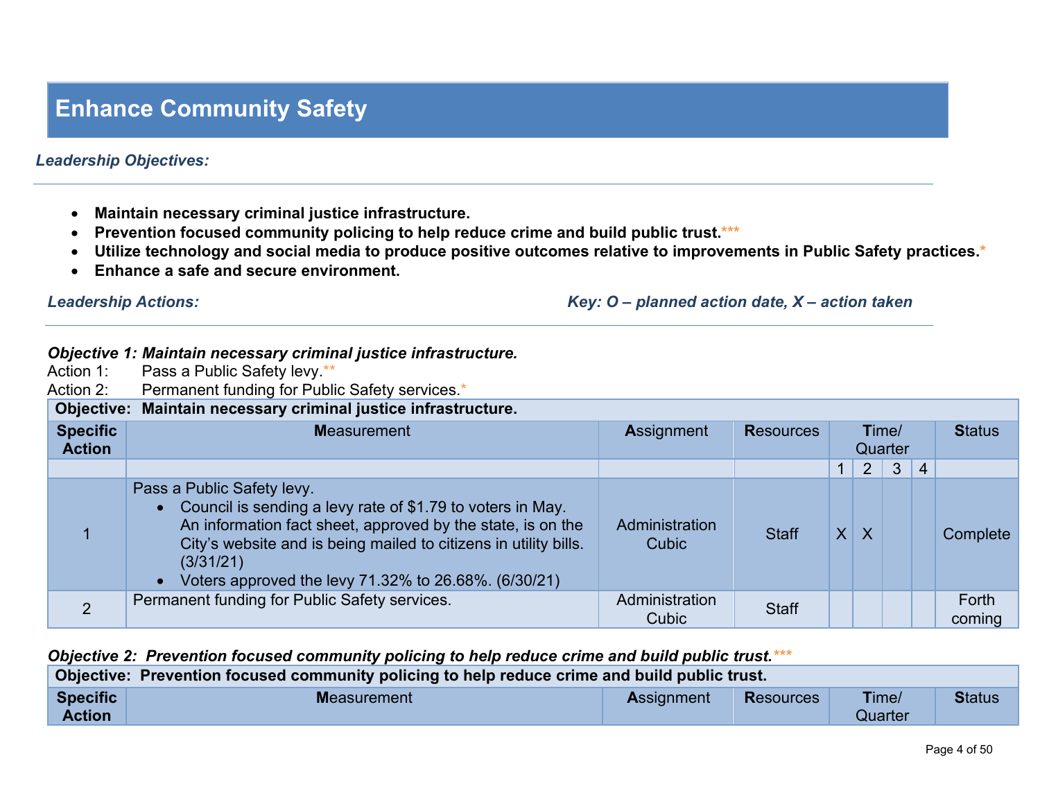# Enhance Community Safety

***Leadership Objectives:***

- **Maintain necessary criminal justice infrastructure.**
- **Prevention focused community policing to help reduce crime and build public trust.*****
- **Utilize technology and social media to produce positive outcomes relative to improvements in Public Safety practices.***
- **Enhance a safe and secure environment.**

***Leadership Actions:*** ***Key: O – planned action date, X – action taken***

***Objective 1: Maintain necessary criminal justice infrastructure.***

Action 1: Pass a Public Safety levy.**

Action 2: Permanent funding for Public Safety services.*

| **Objective: Maintain necessary criminal justice infrastructure.** | | | | | | | | |
|---|---|---|---|---|---|---|---|---|
| **Specific Action** | **M**easurement | **A**ssignment | **R**esources | **T**ime/ Quarter | | | | **S**tatus |
| | | | | 1 | 2 | 3 | 4 | |
| 1 | Pass a Public Safety levy.<br>• Council is sending a levy rate of $1.79 to voters in May. An information fact sheet, approved by the state, is on the City's website and is being mailed to citizens in utility bills. (3/31/21)<br>• Voters approved the levy 71.32% to 26.68%. (6/30/21) | Administration Cubic | Staff | X | X | | | Complete |
| 2 | Permanent funding for Public Safety services. | Administration Cubic | Staff | | | | | Forth coming |

***Objective 2: Prevention focused community policing to help reduce crime and build public trust.*****

| **Objective: Prevention focused community policing to help reduce crime and build public trust.** | | | | | |
|---|---|---|---|---|---|
| **Specific Action** | **M**easurement | **A**ssignment | **R**esources | **T**ime/ Quarter | **S**tatus |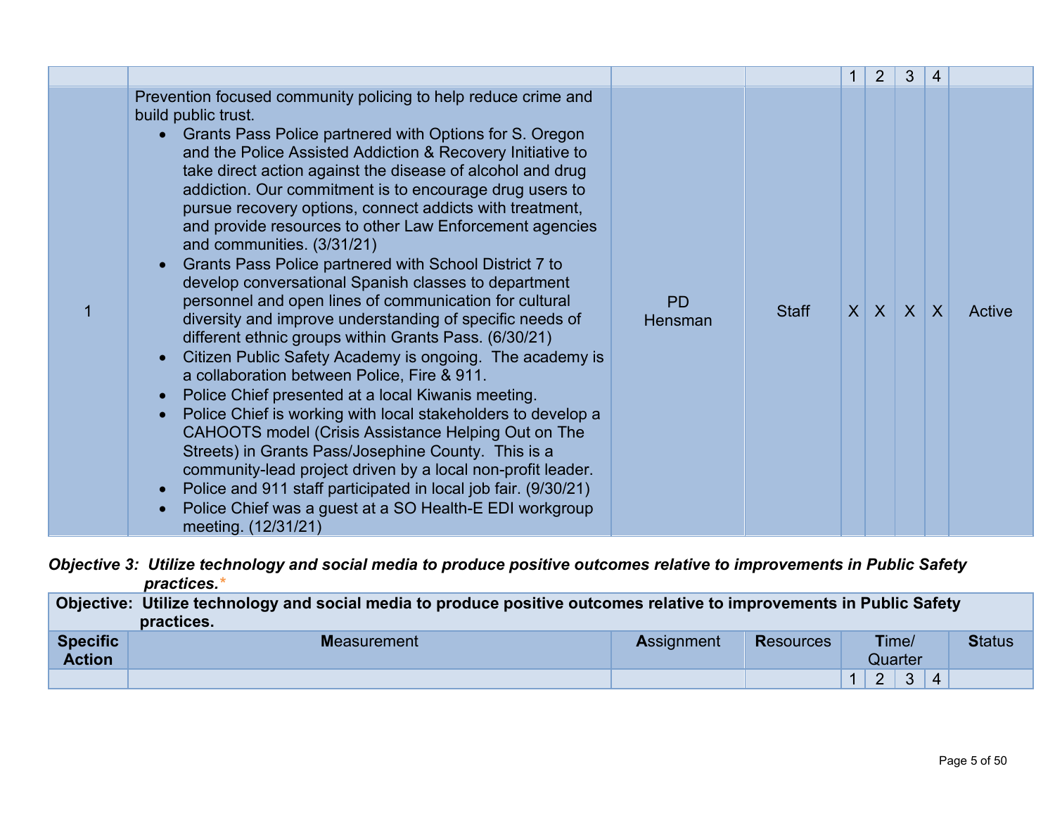| | | | | 1 | 2 | 3 | 4 | |
|---|---|---|---|---|---|---|---|---|
| 1 | Prevention focused community policing to help reduce crime and build public trust.<br>• Grants Pass Police partnered with Options for S. Oregon and the Police Assisted Addiction & Recovery Initiative to take direct action against the disease of alcohol and drug addiction. Our commitment is to encourage drug users to pursue recovery options, connect addicts with treatment, and provide resources to other Law Enforcement agencies and communities. (3/31/21)<br>• Grants Pass Police partnered with School District 7 to develop conversational Spanish classes to department personnel and open lines of communication for cultural diversity and improve understanding of specific needs of different ethnic groups within Grants Pass. (6/30/21)<br>• Citizen Public Safety Academy is ongoing. The academy is a collaboration between Police, Fire & 911.<br>• Police Chief presented at a local Kiwanis meeting.<br>• Police Chief is working with local stakeholders to develop a CAHOOTS model (Crisis Assistance Helping Out on The Streets) in Grants Pass/Josephine County. This is a community-lead project driven by a local non-profit leader.<br>• Police and 911 staff participated in local job fair. (9/30/21)<br>• Police Chief was a guest at a SO Health-E EDI workgroup meeting. (12/31/21) | PD Hensman | Staff | X | X | X | X | Active |

***Objective 3: Utilize technology and social media to produce positive outcomes relative to improvements in Public Safety practices.****

| **Objective: Utilize technology and social media to produce positive outcomes relative to improvements in Public Safety practices.** | | | | | | | | |
|---|---|---|---|---|---|---|---|---|
| **Specific Action** | **Measurement** | **Assignment** | **Resources** | **Time/ Quarter** | | | | **Status** |
| | | | | 1 | 2 | 3 | 4 | |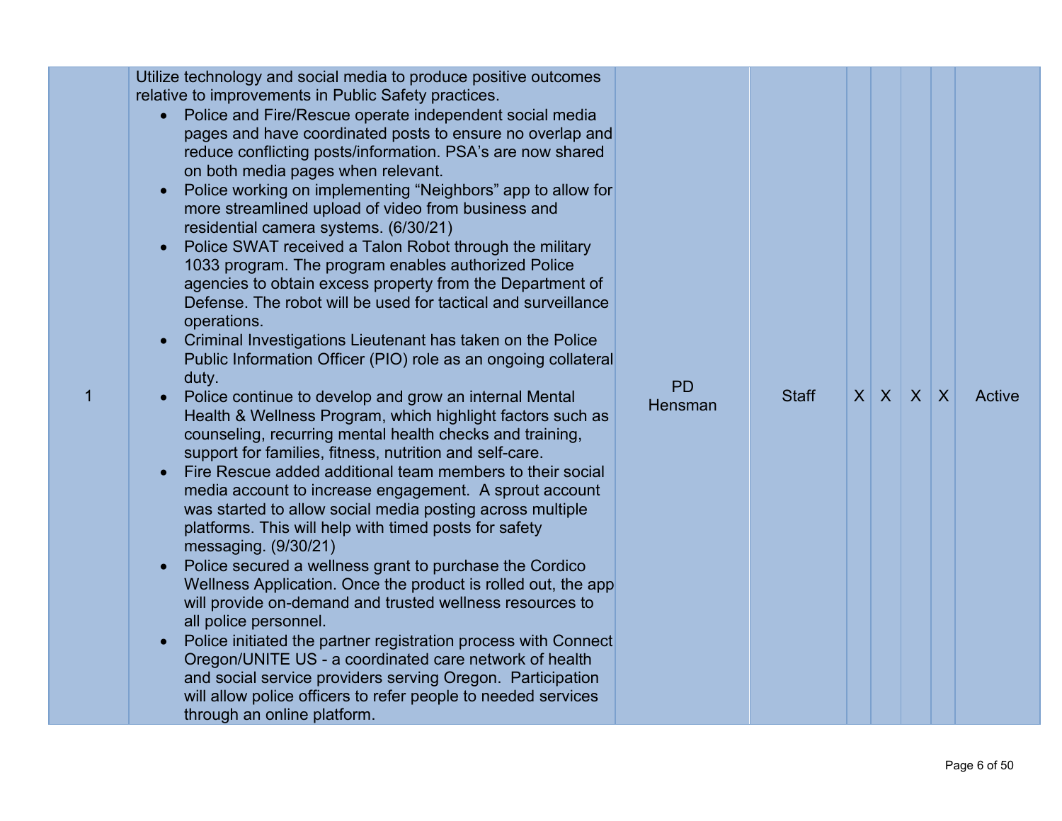| | | | | | | | | |
|---|---|---|---|---|---|---|---|---|
| 1 | Utilize technology and social media to produce positive outcomes relative to improvements in Public Safety practices.<br>• Police and Fire/Rescue operate independent social media pages and have coordinated posts to ensure no overlap and reduce conflicting posts/information. PSA's are now shared on both media pages when relevant.<br>• Police working on implementing "Neighbors" app to allow for more streamlined upload of video from business and residential camera systems. (6/30/21)<br>• Police SWAT received a Talon Robot through the military 1033 program. The program enables authorized Police agencies to obtain excess property from the Department of Defense. The robot will be used for tactical and surveillance operations.<br>• Criminal Investigations Lieutenant has taken on the Police Public Information Officer (PIO) role as an ongoing collateral duty.<br>• Police continue to develop and grow an internal Mental Health & Wellness Program, which highlight factors such as counseling, recurring mental health checks and training, support for families, fitness, nutrition and self-care.<br>• Fire Rescue added additional team members to their social media account to increase engagement. A sprout account was started to allow social media posting across multiple platforms. This will help with timed posts for safety messaging. (9/30/21)<br>• Police secured a wellness grant to purchase the Cordico Wellness Application. Once the product is rolled out, the app will provide on-demand and trusted wellness resources to all police personnel.<br>• Police initiated the partner registration process with Connect Oregon/UNITE US - a coordinated care network of health and social service providers serving Oregon. Participation will allow police officers to refer people to needed services through an online platform. | PD Hensman | Staff | X | X | X | X | Active |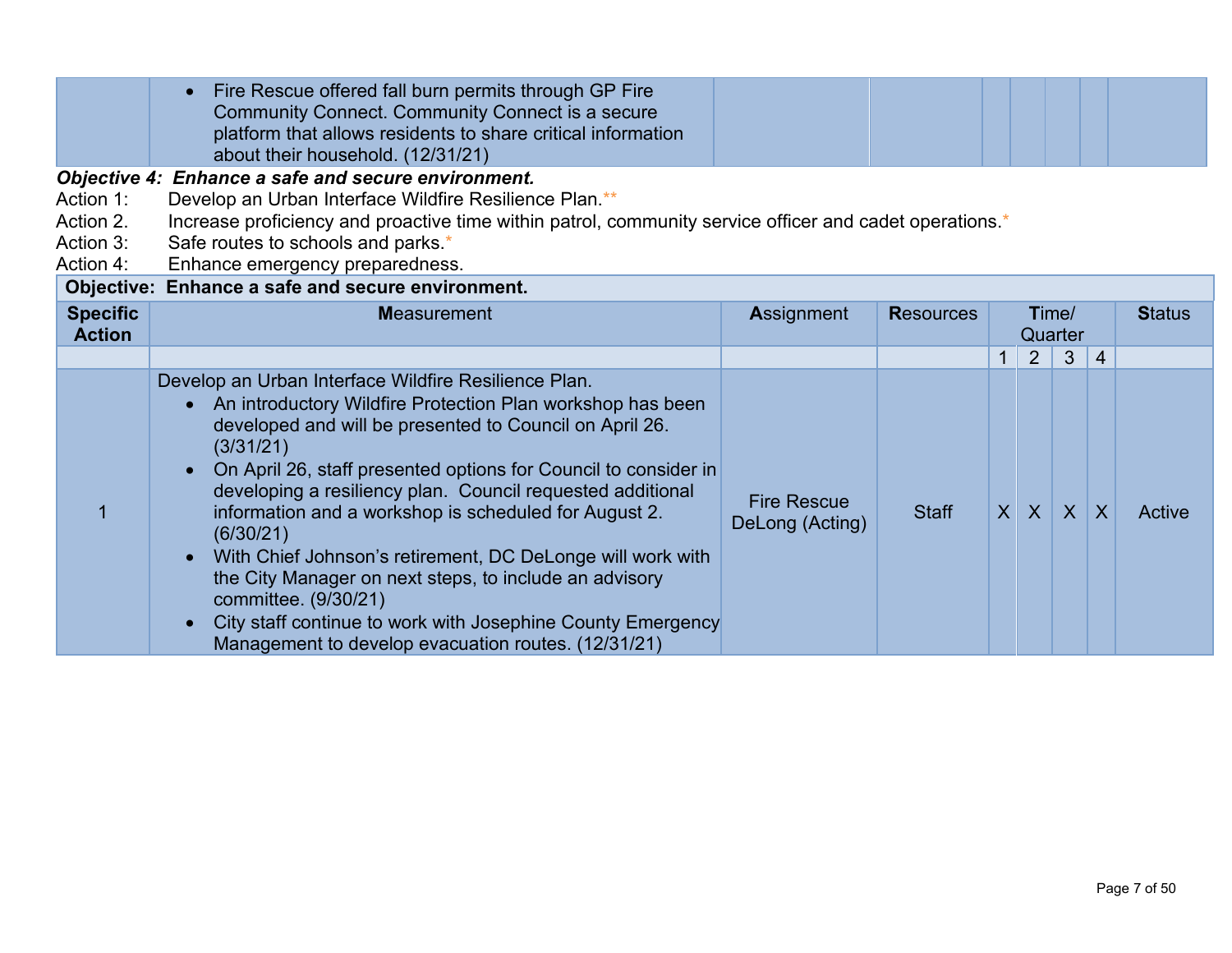| | • Fire Rescue offered fall burn permits through GP Fire Community Connect. Community Connect is a secure platform that allows residents to share critical information about their household. (12/31/21) | | | | | | | |
|---|---|---|---|---|---|---|---|---|

***Objective 4: Enhance a safe and secure environment.***

Action 1: Develop an Urban Interface Wildfire Resilience Plan.**
Action 2. Increase proficiency and proactive time within patrol, community service officer and cadet operations.*
Action 3: Safe routes to schools and parks.*
Action 4: Enhance emergency preparedness.

| **Objective: Enhance a safe and secure environment.** | | | | | | | | |
|---|---|---|---|---|---|---|---|---|
| **Specific Action** | **M**easurement | **A**ssignment | **R**esources | **T**ime/ Quarter | | | | **S**tatus |
| | | | | 1 | 2 | 3 | 4 | |
| 1 | Develop an Urban Interface Wildfire Resilience Plan.<br>• An introductory Wildfire Protection Plan workshop has been developed and will be presented to Council on April 26. (3/31/21)<br>• On April 26, staff presented options for Council to consider in developing a resiliency plan. Council requested additional information and a workshop is scheduled for August 2. (6/30/21)<br>• With Chief Johnson's retirement, DC DeLonge will work with the City Manager on next steps, to include an advisory committee. (9/30/21)<br>• City staff continue to work with Josephine County Emergency Management to develop evacuation routes. (12/31/21) | Fire Rescue DeLong (Acting) | Staff | X | X | X | X | Active |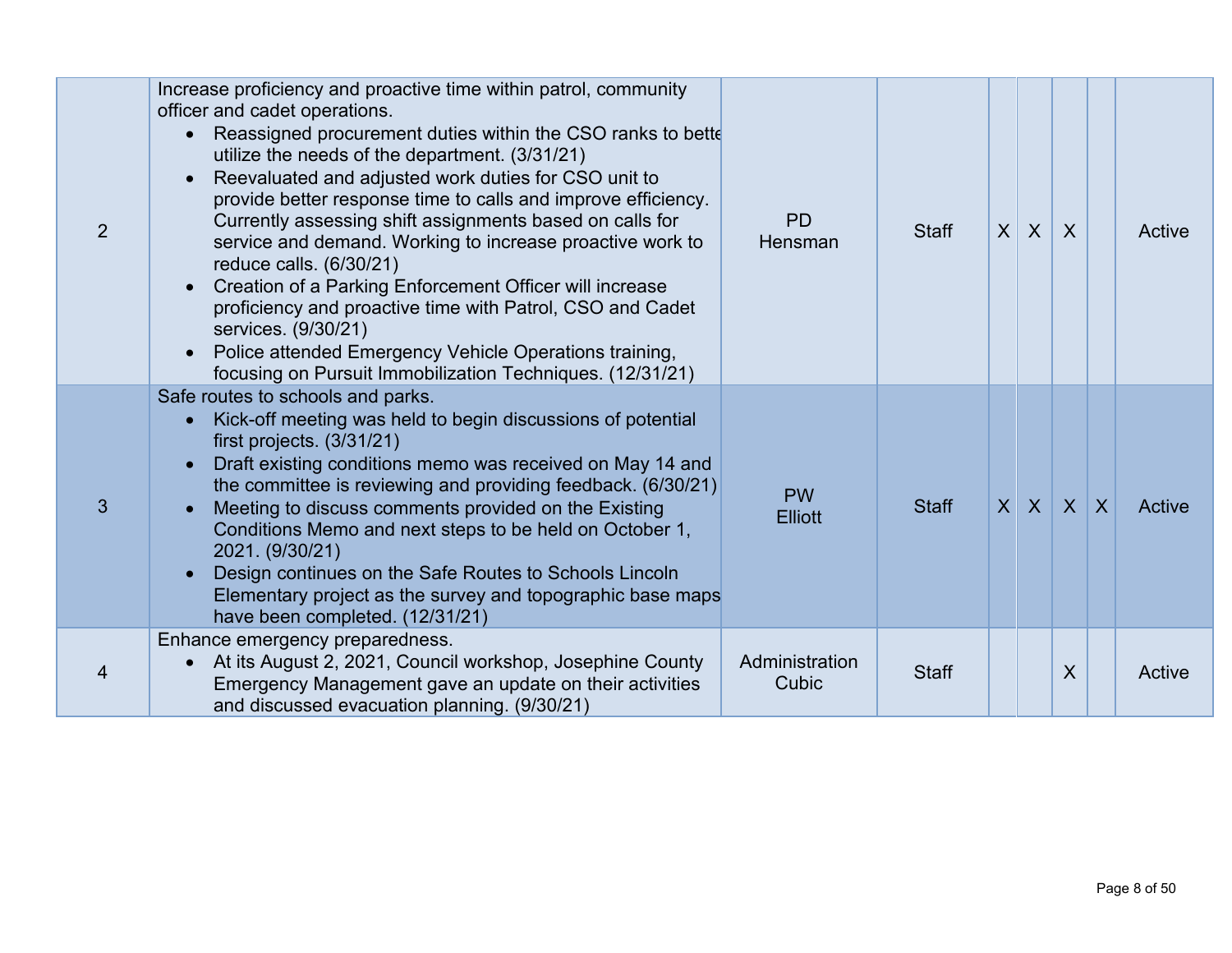| | | | | | | | | |
|---|---|---|---|---|---|---|---|---|
| 2 | Increase proficiency and proactive time within patrol, community officer and cadet operations.<br>• Reassigned procurement duties within the CSO ranks to better utilize the needs of the department. (3/31/21)<br>• Reevaluated and adjusted work duties for CSO unit to provide better response time to calls and improve efficiency. Currently assessing shift assignments based on calls for service and demand. Working to increase proactive work to reduce calls. (6/30/21)<br>• Creation of a Parking Enforcement Officer will increase proficiency and proactive time with Patrol, CSO and Cadet services. (9/30/21)<br>• Police attended Emergency Vehicle Operations training, focusing on Pursuit Immobilization Techniques. (12/31/21) | PD<br>Hensman | Staff | X | X | X | | Active |
| 3 | Safe routes to schools and parks.<br>• Kick-off meeting was held to begin discussions of potential first projects. (3/31/21)<br>• Draft existing conditions memo was received on May 14 and the committee is reviewing and providing feedback. (6/30/21)<br>• Meeting to discuss comments provided on the Existing Conditions Memo and next steps to be held on October 1, 2021. (9/30/21)<br>• Design continues on the Safe Routes to Schools Lincoln Elementary project as the survey and topographic base maps have been completed. (12/31/21) | PW<br>Elliott | Staff | X | X | X | X | Active |
| 4 | Enhance emergency preparedness.<br>• At its August 2, 2021, Council workshop, Josephine County Emergency Management gave an update on their activities and discussed evacuation planning. (9/30/21) | Administration<br>Cubic | Staff | | | X | | Active |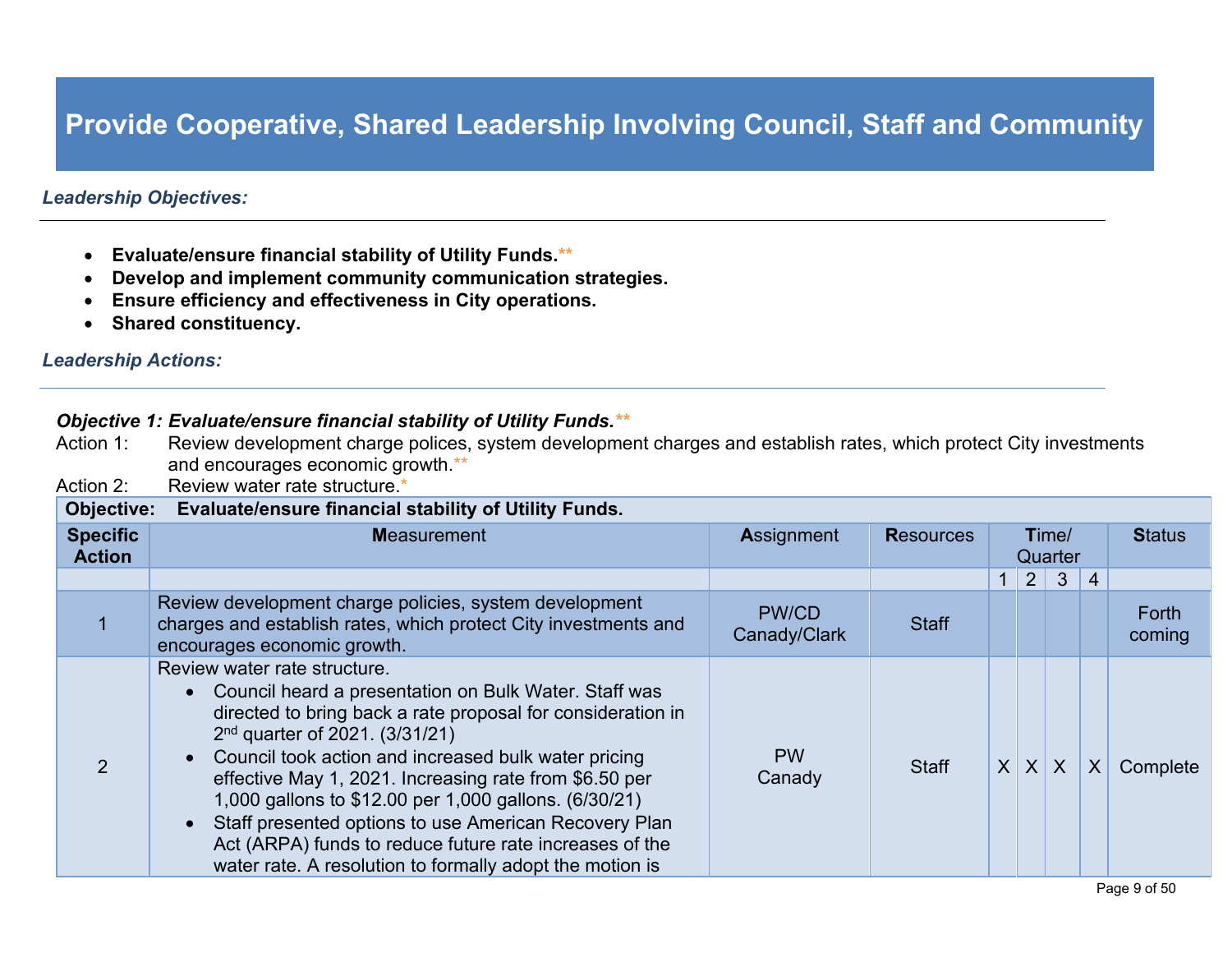# Provide Cooperative, Shared Leadership Involving Council, Staff and Community

***Leadership Objectives:***

- **Evaluate/ensure financial stability of Utility Funds.****
- **Develop and implement community communication strategies.**
- **Ensure efficiency and effectiveness in City operations.**
- **Shared constituency.**

***Leadership Actions:***

***Objective 1: Evaluate/ensure financial stability of Utility Funds.*****

Action 1: Review development charge polices, system development charges and establish rates, which protect City investments and encourages economic growth.**

Action 2: Review water rate structure.*

| **Objective:** | **Evaluate/ensure financial stability of Utility Funds.** | | | | | | | |
|---|---|---|---|---|---|---|---|---|
| **Specific Action** | **M**easurement | **A**ssignment | **R**esources | **T**ime/ Quarter | | | | **S**tatus |
| | | | | 1 | 2 | 3 | 4 | |
| 1 | Review development charge policies, system development charges and establish rates, which protect City investments and encourages economic growth. | PW/CD Canady/Clark | Staff | | | | | Forth coming |
| 2 | Review water rate structure.<br>• Council heard a presentation on Bulk Water. Staff was directed to bring back a rate proposal for consideration in 2nd quarter of 2021. (3/31/21)<br>• Council took action and increased bulk water pricing effective May 1, 2021. Increasing rate from $6.50 per 1,000 gallons to $12.00 per 1,000 gallons. (6/30/21)<br>• Staff presented options to use American Recovery Plan Act (ARPA) funds to reduce future rate increases of the water rate. A resolution to formally adopt the motion is | PW Canady | Staff | X | X | X | X | Complete |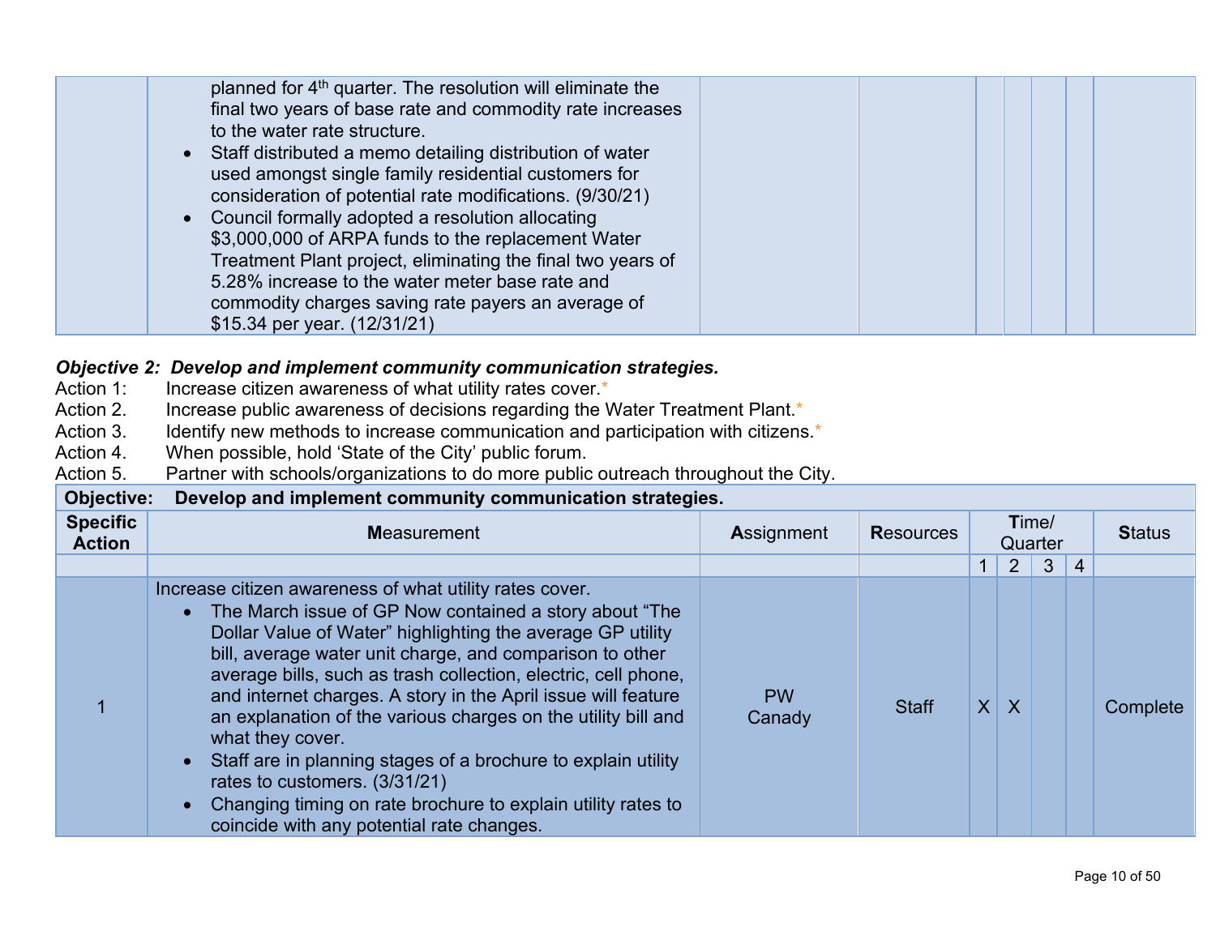| | | | | | | | | |
|---|---|---|---|---|---|---|---|---|
| | planned for 4th quarter. The resolution will eliminate the final two years of base rate and commodity rate increases to the water rate structure.<br>• Staff distributed a memo detailing distribution of water used amongst single family residential customers for consideration of potential rate modifications. (9/30/21)<br>• Council formally adopted a resolution allocating $3,000,000 of ARPA funds to the replacement Water Treatment Plant project, eliminating the final two years of 5.28% increase to the water meter base rate and commodity charges saving rate payers an average of $15.34 per year. (12/31/21) | | | | | | | |

***Objective 2: Develop and implement community communication strategies.***

Action 1: Increase citizen awareness of what utility rates cover.*
Action 2. Increase public awareness of decisions regarding the Water Treatment Plant.*
Action 3. Identify new methods to increase communication and participation with citizens.*
Action 4. When possible, hold 'State of the City' public forum.
Action 5. Partner with schools/organizations to do more public outreach throughout the City.

| **Objective:** | **Develop and implement community communication strategies.** | | | | | | | |
|---|---|---|---|---|---|---|---|---|
| **Specific Action** | **M**easurement | **A**ssignment | **R**esources | **T**ime/ Quarter | | | | **S**tatus |
| | | | | 1 | 2 | 3 | 4 | |
| 1 | Increase citizen awareness of what utility rates cover.<br>• The March issue of GP Now contained a story about "The Dollar Value of Water" highlighting the average GP utility bill, average water unit charge, and comparison to other average bills, such as trash collection, electric, cell phone, and internet charges. A story in the April issue will feature an explanation of the various charges on the utility bill and what they cover.<br>• Staff are in planning stages of a brochure to explain utility rates to customers. (3/31/21)<br>• Changing timing on rate brochure to explain utility rates to coincide with any potential rate changes. | PW<br>Canady | Staff | X | X | | | Complete |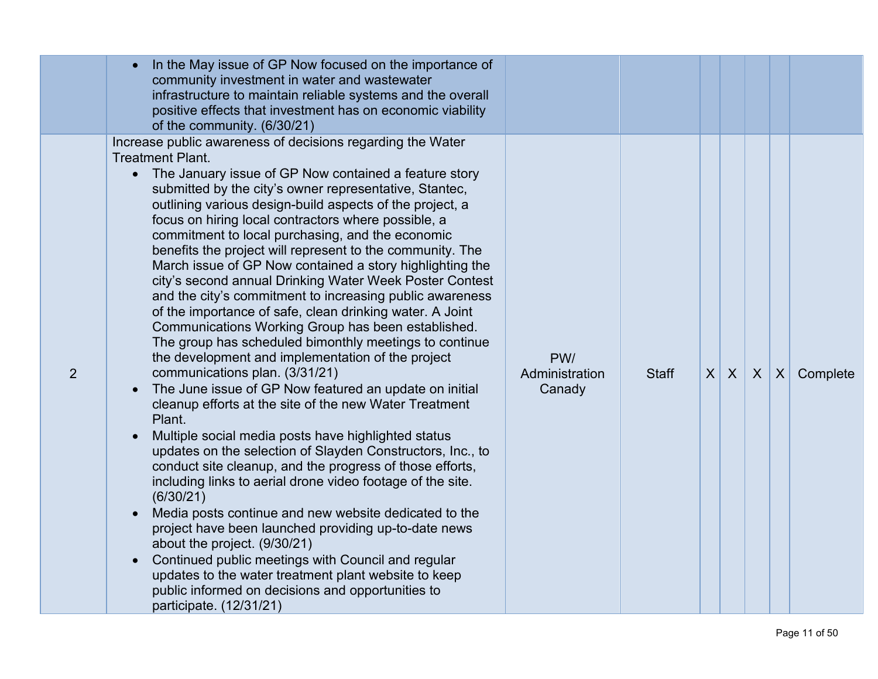| | | | | | | | | |
|---|---|---|---|---|---|---|---|---|
| | • In the May issue of GP Now focused on the importance of community investment in water and wastewater infrastructure to maintain reliable systems and the overall positive effects that investment has on economic viability of the community. (6/30/21) | | | | | | | |
| 2 | Increase public awareness of decisions regarding the Water Treatment Plant.<br>• The January issue of GP Now contained a feature story submitted by the city's owner representative, Stantec, outlining various design-build aspects of the project, a focus on hiring local contractors where possible, a commitment to local purchasing, and the economic benefits the project will represent to the community. The March issue of GP Now contained a story highlighting the city's second annual Drinking Water Week Poster Contest and the city's commitment to increasing public awareness of the importance of safe, clean drinking water. A Joint Communications Working Group has been established. The group has scheduled bimonthly meetings to continue the development and implementation of the project communications plan. (3/31/21)<br>• The June issue of GP Now featured an update on initial cleanup efforts at the site of the new Water Treatment Plant.<br>• Multiple social media posts have highlighted status updates on the selection of Slayden Constructors, Inc., to conduct site cleanup, and the progress of those efforts, including links to aerial drone video footage of the site. (6/30/21)<br>• Media posts continue and new website dedicated to the project have been launched providing up-to-date news about the project. (9/30/21)<br>• Continued public meetings with Council and regular updates to the water treatment plant website to keep public informed on decisions and opportunities to participate. (12/31/21) | PW/ Administration Canady | Staff | X | X | X | X | Complete |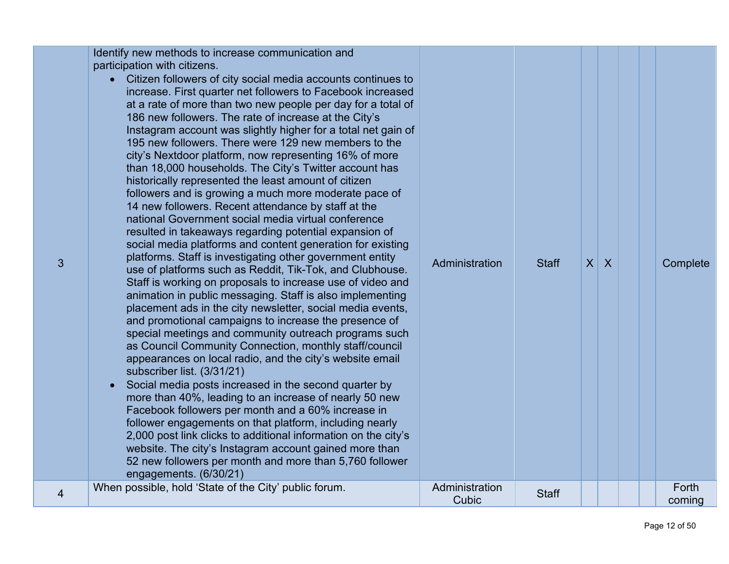| | | | | | | | | |
|---|---|---|---|---|---|---|---|---|
| 3 | Identify new methods to increase communication and participation with citizens.<br>• Citizen followers of city social media accounts continues to increase. First quarter net followers to Facebook increased at a rate of more than two new people per day for a total of 186 new followers. The rate of increase at the City's Instagram account was slightly higher for a total net gain of 195 new followers. There were 129 new members to the city's Nextdoor platform, now representing 16% of more than 18,000 households. The City's Twitter account has historically represented the least amount of citizen followers and is growing a much more moderate pace of 14 new followers. Recent attendance by staff at the national Government social media virtual conference resulted in takeaways regarding potential expansion of social media platforms and content generation for existing platforms. Staff is investigating other government entity use of platforms such as Reddit, Tik-Tok, and Clubhouse. Staff is working on proposals to increase use of video and animation in public messaging. Staff is also implementing placement ads in the city newsletter, social media events, and promotional campaigns to increase the presence of special meetings and community outreach programs such as Council Community Connection, monthly staff/council appearances on local radio, and the city's website email subscriber list. (3/31/21)<br>• Social media posts increased in the second quarter by more than 40%, leading to an increase of nearly 50 new Facebook followers per month and a 60% increase in follower engagements on that platform, including nearly 2,000 post link clicks to additional information on the city's website. The city's Instagram account gained more than 52 new followers per month and more than 5,760 follower engagements. (6/30/21) | Administration | Staff | X | X | | | Complete |
| 4 | When possible, hold 'State of the City' public forum. | Administration Cubic | Staff | | | | | Forth coming |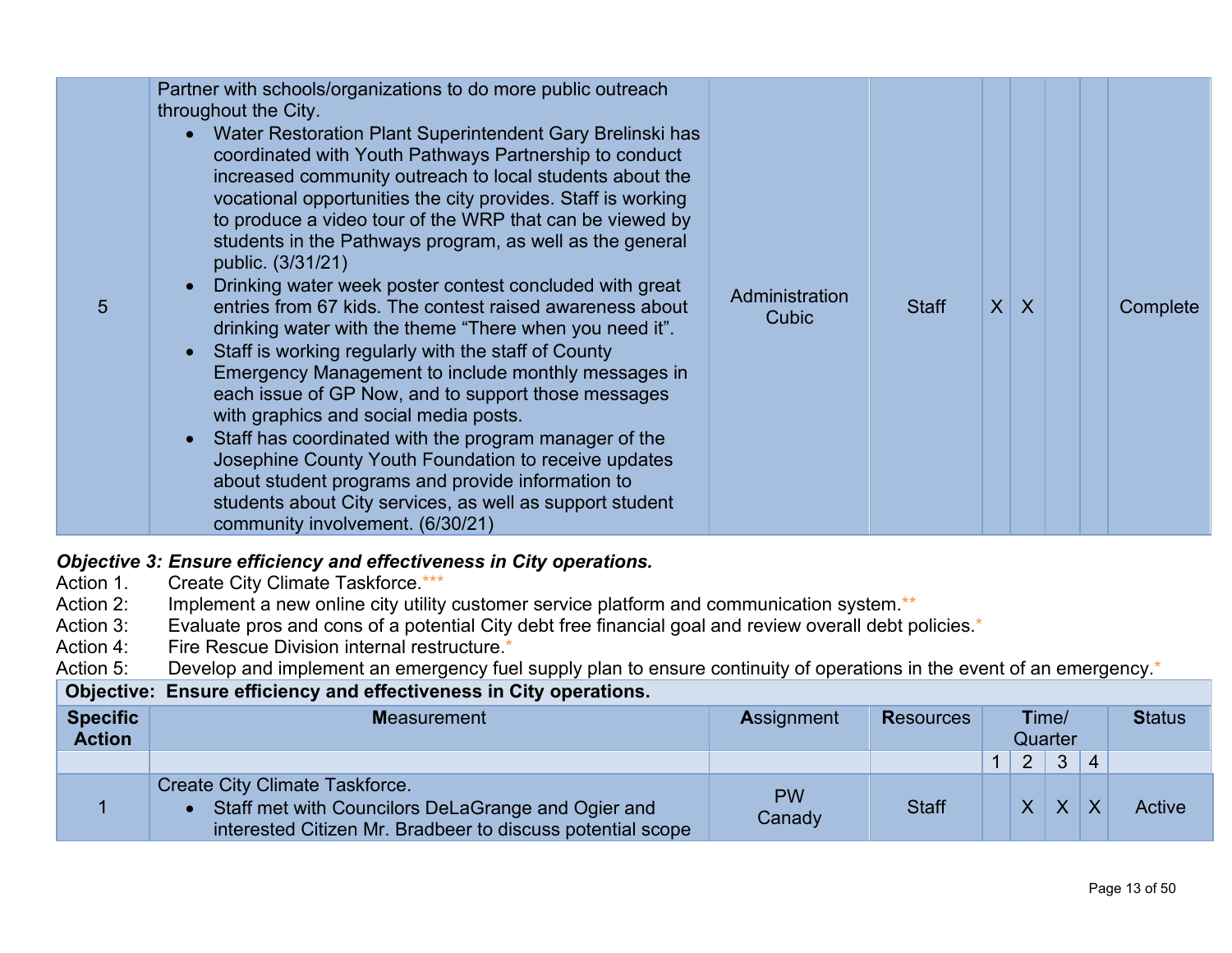| 5 | Partner with schools/organizations to do more public outreach throughout the City.<br>• Water Restoration Plant Superintendent Gary Brelinski has coordinated with Youth Pathways Partnership to conduct increased community outreach to local students about the vocational opportunities the city provides. Staff is working to produce a video tour of the WRP that can be viewed by students in the Pathways program, as well as the general public. (3/31/21)<br>• Drinking water week poster contest concluded with great entries from 67 kids. The contest raised awareness about drinking water with the theme "There when you need it".<br>• Staff is working regularly with the staff of County Emergency Management to include monthly messages in each issue of GP Now, and to support those messages with graphics and social media posts.<br>• Staff has coordinated with the program manager of the Josephine County Youth Foundation to receive updates about student programs and provide information to students about City services, as well as support student community involvement. (6/30/21) | Administration Cubic | Staff | X | X | | | Complete |
|---|---|---|---|---|---|---|---|---|

***Objective 3: Ensure efficiency and effectiveness in City operations.***

Action 1. Create City Climate Taskforce.***

Action 2: Implement a new online city utility customer service platform and communication system.**

Action 3: Evaluate pros and cons of a potential City debt free financial goal and review overall debt policies.*

Action 4: Fire Rescue Division internal restructure.*

Action 5: Develop and implement an emergency fuel supply plan to ensure continuity of operations in the event of an emergency.*

| **Objective: Ensure efficiency and effectiveness in City operations.** | | | | | | | | |
|---|---|---|---|---|---|---|---|---|
| **Specific Action** | **Measurement** | **Assignment** | **Resources** | **Time/ Quarter** | | | | **Status** |
| | | | | 1 | 2 | 3 | 4 | |
| 1 | Create City Climate Taskforce.<br>• Staff met with Councilors DeLaGrange and Ogier and interested Citizen Mr. Bradbeer to discuss potential scope | PW Canady | Staff | | X | X | X | Active |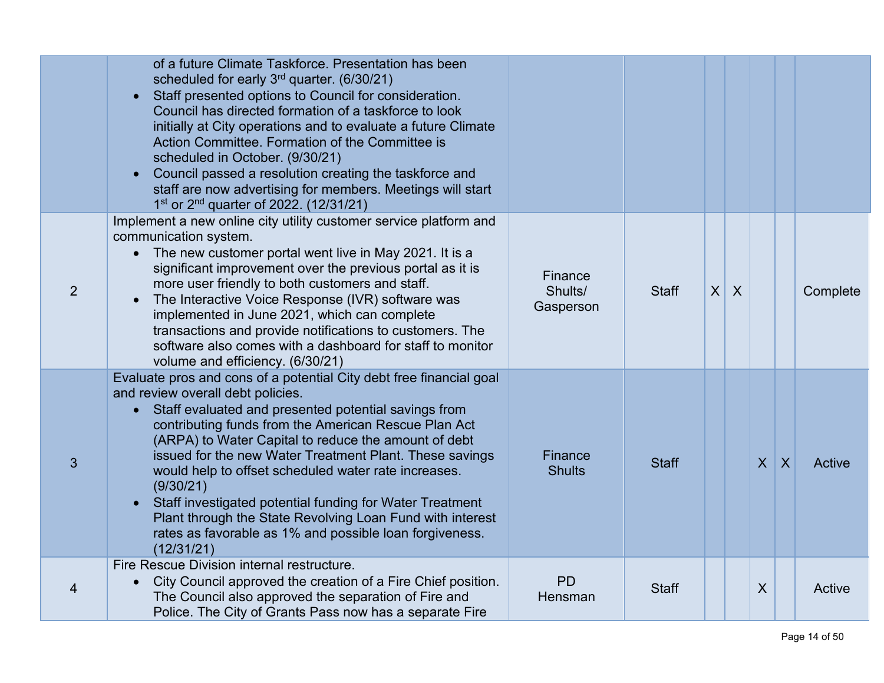| | | | | | | | | |
|---|---|---|---|---|---|---|---|---|
| | of a future Climate Taskforce. Presentation has been scheduled for early 3rd quarter. (6/30/21)<br>• Staff presented options to Council for consideration. Council has directed formation of a taskforce to look initially at City operations and to evaluate a future Climate Action Committee. Formation of the Committee is scheduled in October. (9/30/21)<br>• Council passed a resolution creating the taskforce and staff are now advertising for members. Meetings will start 1st or 2nd quarter of 2022. (12/31/21) | | | | | | | |
| 2 | Implement a new online city utility customer service platform and communication system.<br>• The new customer portal went live in May 2021. It is a significant improvement over the previous portal as it is more user friendly to both customers and staff.<br>• The Interactive Voice Response (IVR) software was implemented in June 2021, which can complete transactions and provide notifications to customers. The software also comes with a dashboard for staff to monitor volume and efficiency. (6/30/21) | Finance Shults/ Gasperson | Staff | X | X | | | Complete |
| 3 | Evaluate pros and cons of a potential City debt free financial goal and review overall debt policies.<br>• Staff evaluated and presented potential savings from contributing funds from the American Rescue Plan Act (ARPA) to Water Capital to reduce the amount of debt issued for the new Water Treatment Plant. These savings would help to offset scheduled water rate increases. (9/30/21)<br>• Staff investigated potential funding for Water Treatment Plant through the State Revolving Loan Fund with interest rates as favorable as 1% and possible loan forgiveness. (12/31/21) | Finance Shults | Staff | | | X | X | Active |
| 4 | Fire Rescue Division internal restructure.<br>• City Council approved the creation of a Fire Chief position. The Council also approved the separation of Fire and Police. The City of Grants Pass now has a separate Fire | PD Hensman | Staff | | | X | | Active |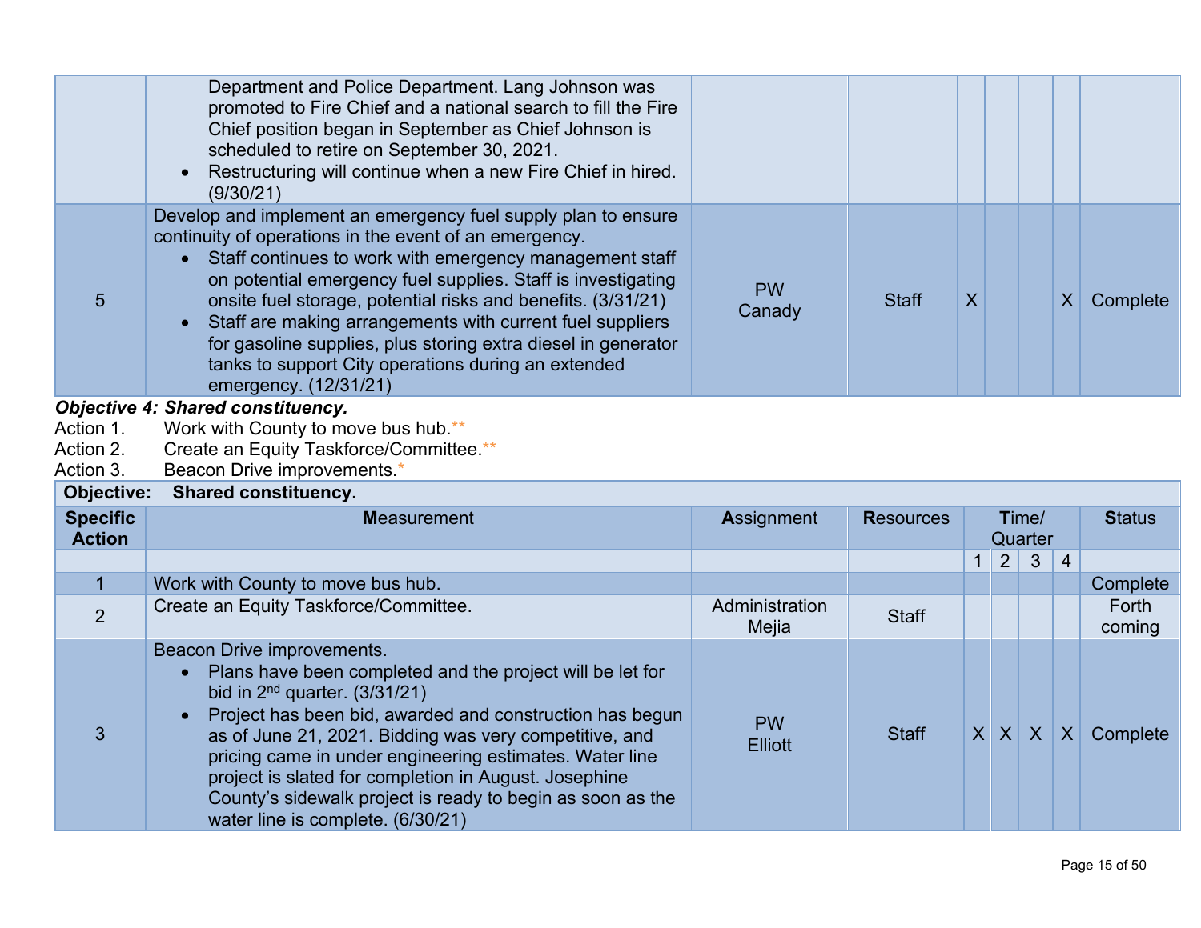| | | | | | | | | |
|---|---|---|---|---|---|---|---|---|
| | Department and Police Department. Lang Johnson was promoted to Fire Chief and a national search to fill the Fire Chief position began in September as Chief Johnson is scheduled to retire on September 30, 2021.<br>• Restructuring will continue when a new Fire Chief in hired. (9/30/21) | | | | | | | |
| 5 | Develop and implement an emergency fuel supply plan to ensure continuity of operations in the event of an emergency.<br>• Staff continues to work with emergency management staff on potential emergency fuel supplies. Staff is investigating onsite fuel storage, potential risks and benefits. (3/31/21)<br>• Staff are making arrangements with current fuel suppliers for gasoline supplies, plus storing extra diesel in generator tanks to support City operations during an extended emergency. (12/31/21) | PW Canady | Staff | X | | | X | Complete |

***Objective 4: Shared constituency.***

Action 1. Work with County to move bus hub.**
Action 2. Create an Equity Taskforce/Committee.**
Action 3. Beacon Drive improvements.*

| **Objective:** | **Shared constituency.** | | | | | | | |
|---|---|---|---|---|---|---|---|---|
| **Specific Action** | **Measurement** | **Assignment** | **Resources** | **Time/ Quarter** | | | | **Status** |
| | | | | 1 | 2 | 3 | 4 | |
| 1 | Work with County to move bus hub. | | | | | | | Complete |
| 2 | Create an Equity Taskforce/Committee. | Administration Mejia | Staff | | | | | Forth coming |
| 3 | Beacon Drive improvements.<br>• Plans have been completed and the project will be let for bid in 2nd quarter. (3/31/21)<br>• Project has been bid, awarded and construction has begun as of June 21, 2021. Bidding was very competitive, and pricing came in under engineering estimates. Water line project is slated for completion in August. Josephine County's sidewalk project is ready to begin as soon as the water line is complete. (6/30/21) | PW Elliott | Staff | X | X | X | X | Complete |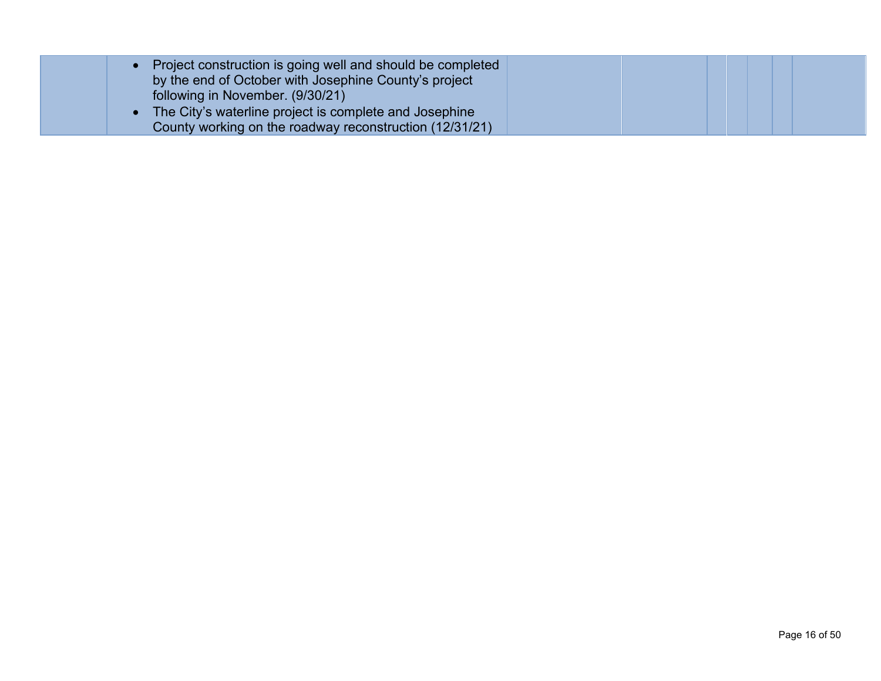| | | | | | | | |
|---|---|---|---|---|---|---|---|
| | • Project construction is going well and should be completed by the end of October with Josephine County's project following in November. (9/30/21)<br>• The City's waterline project is complete and Josephine County working on the roadway reconstruction (12/31/21) | | | | | | |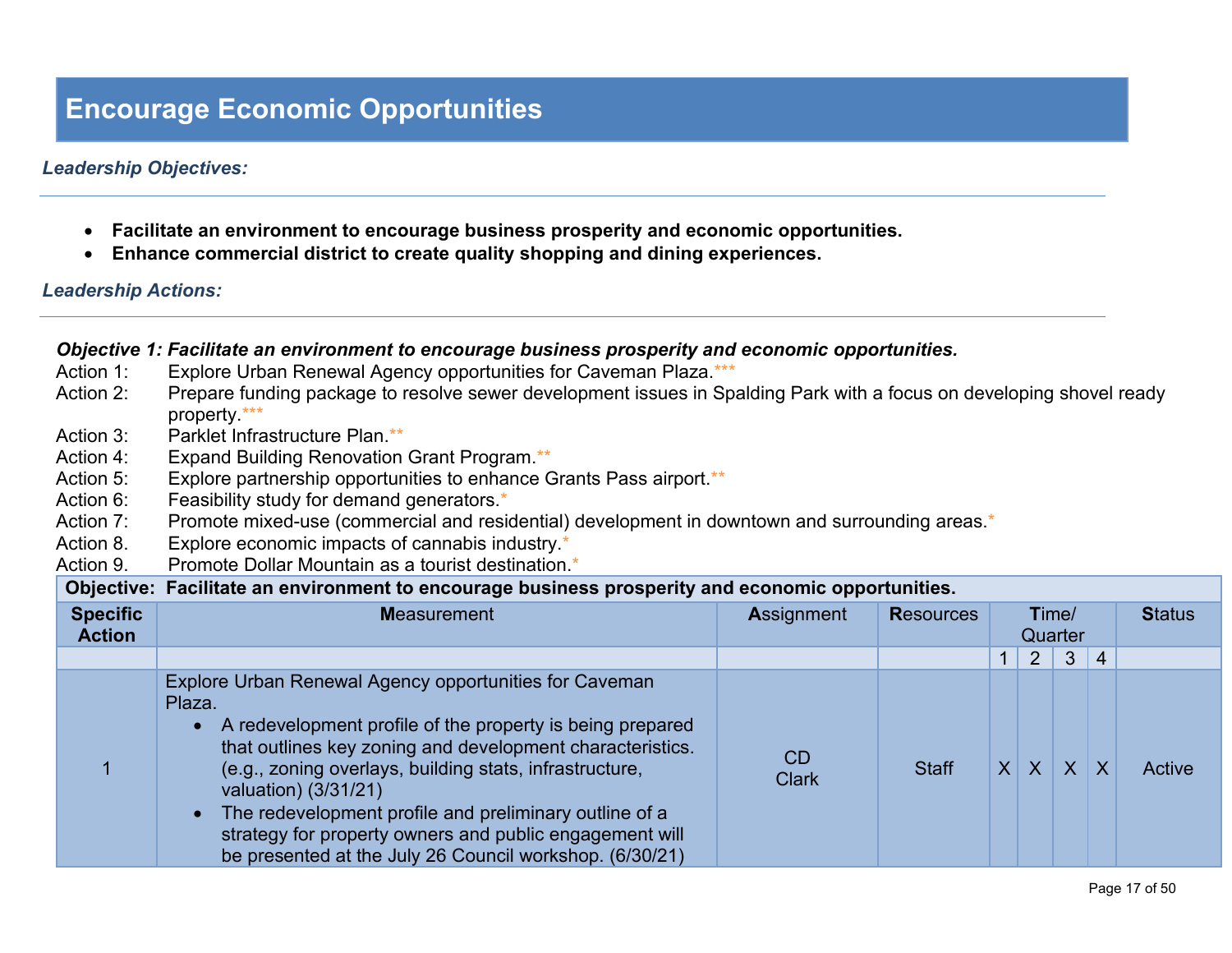# Encourage Economic Opportunities

***Leadership Objectives:***

- **Facilitate an environment to encourage business prosperity and economic opportunities.**
- **Enhance commercial district to create quality shopping and dining experiences.**

***Leadership Actions:***

***Objective 1: Facilitate an environment to encourage business prosperity and economic opportunities.***

Action 1: Explore Urban Renewal Agency opportunities for Caveman Plaza.***

Action 2: Prepare funding package to resolve sewer development issues in Spalding Park with a focus on developing shovel ready property.***

Action 3: Parklet Infrastructure Plan.**

Action 4: Expand Building Renovation Grant Program.**

Action 5: Explore partnership opportunities to enhance Grants Pass airport.**

Action 6: Feasibility study for demand generators.*

Action 7: Promote mixed-use (commercial and residential) development in downtown and surrounding areas.*

Action 8. Explore economic impacts of cannabis industry.*

Action 9. Promote Dollar Mountain as a tourist destination.*

| **Objective: Facilitate an environment to encourage business prosperity and economic opportunities.** | | | | | | | | |
|---|---|---|---|---|---|---|---|---|
| **Specific Action** | **M**easurement | **A**ssignment | **R**esources | **T**ime/ Quarter | | | | **S**tatus |
| | | | | 1 | 2 | 3 | 4 | |
| 1 | Explore Urban Renewal Agency opportunities for Caveman Plaza.<br>• A redevelopment profile of the property is being prepared that outlines key zoning and development characteristics. (e.g., zoning overlays, building stats, infrastructure, valuation) (3/31/21)<br>• The redevelopment profile and preliminary outline of a strategy for property owners and public engagement will be presented at the July 26 Council workshop. (6/30/21) | CD<br>Clark | Staff | X | X | X | X | Active |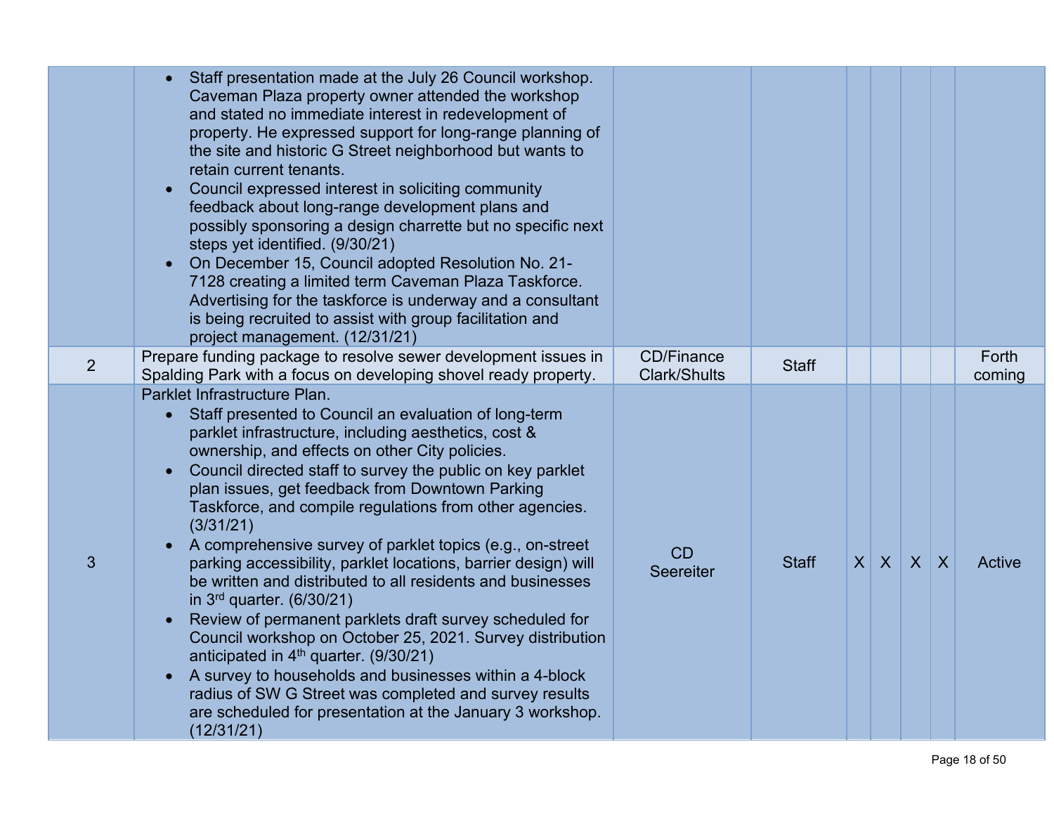| | | | | | | | | |
|---|---|---|---|---|---|---|---|---|
| | • Staff presentation made at the July 26 Council workshop. Caveman Plaza property owner attended the workshop and stated no immediate interest in redevelopment of property. He expressed support for long-range planning of the site and historic G Street neighborhood but wants to retain current tenants.<br>• Council expressed interest in soliciting community feedback about long-range development plans and possibly sponsoring a design charrette but no specific next steps yet identified. (9/30/21)<br>• On December 15, Council adopted Resolution No. 21-7128 creating a limited term Caveman Plaza Taskforce. Advertising for the taskforce is underway and a consultant is being recruited to assist with group facilitation and project management. (12/31/21) | | | | | | | |
| 2 | Prepare funding package to resolve sewer development issues in Spalding Park with a focus on developing shovel ready property. | CD/Finance Clark/Shults | Staff | | | | | Forth coming |
| 3 | Parklet Infrastructure Plan.<br>• Staff presented to Council an evaluation of long-term parklet infrastructure, including aesthetics, cost & ownership, and effects on other City policies.<br>• Council directed staff to survey the public on key parklet plan issues, get feedback from Downtown Parking Taskforce, and compile regulations from other agencies. (3/31/21)<br>• A comprehensive survey of parklet topics (e.g., on-street parking accessibility, parklet locations, barrier design) will be written and distributed to all residents and businesses in 3rd quarter. (6/30/21)<br>• Review of permanent parklets draft survey scheduled for Council workshop on October 25, 2021. Survey distribution anticipated in 4th quarter. (9/30/21)<br>• A survey to households and businesses within a 4-block radius of SW G Street was completed and survey results are scheduled for presentation at the January 3 workshop. (12/31/21) | CD Seereiter | Staff | X | X | X | X | Active |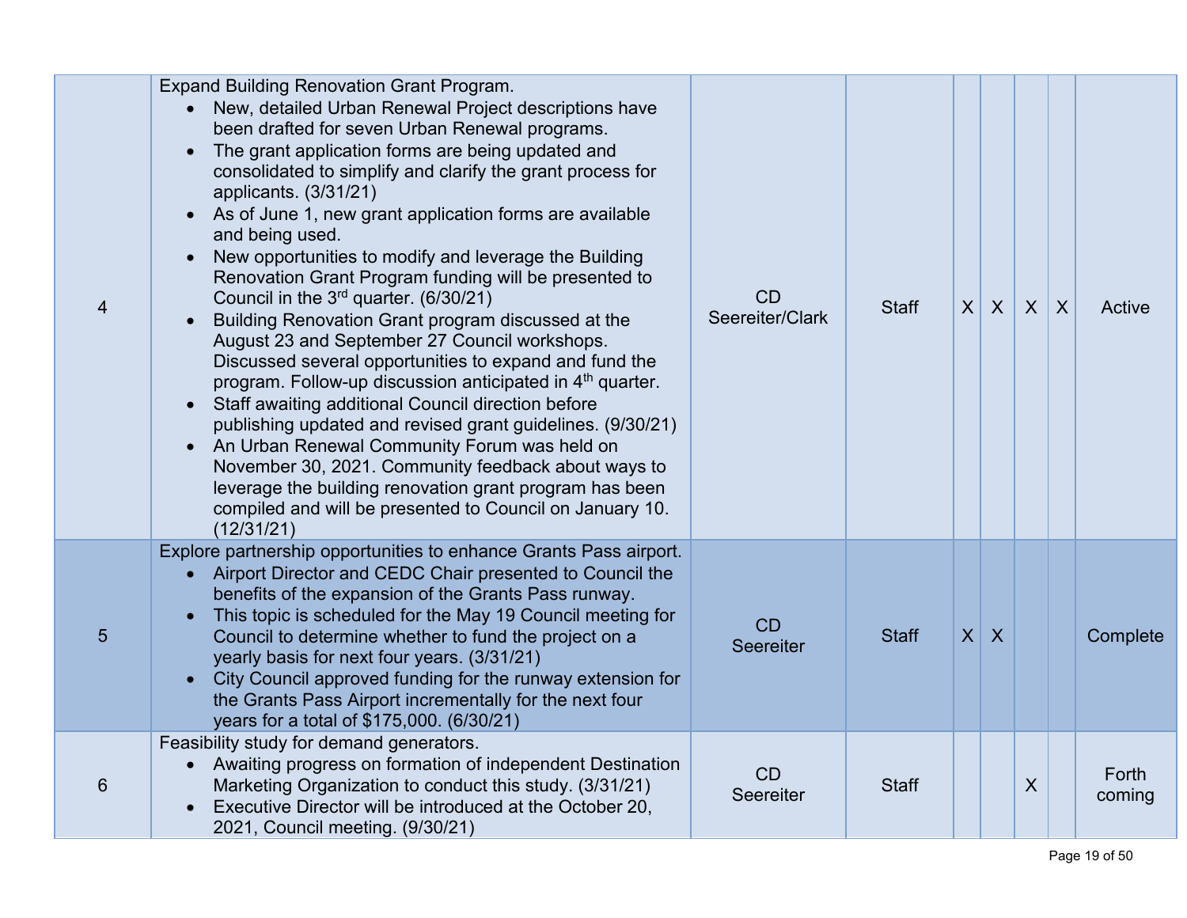| | | | | | | | | |
|---|---|---|---|---|---|---|---|---|
| 4 | Expand Building Renovation Grant Program.<br>• New, detailed Urban Renewal Project descriptions have been drafted for seven Urban Renewal programs.<br>• The grant application forms are being updated and consolidated to simplify and clarify the grant process for applicants. (3/31/21)<br>• As of June 1, new grant application forms are available and being used.<br>• New opportunities to modify and leverage the Building Renovation Grant Program funding will be presented to Council in the 3rd quarter. (6/30/21)<br>• Building Renovation Grant program discussed at the August 23 and September 27 Council workshops. Discussed several opportunities to expand and fund the program. Follow-up discussion anticipated in 4th quarter.<br>• Staff awaiting additional Council direction before publishing updated and revised grant guidelines. (9/30/21)<br>• An Urban Renewal Community Forum was held on November 30, 2021. Community feedback about ways to leverage the building renovation grant program has been compiled and will be presented to Council on January 10. (12/31/21) | CD Seereiter/Clark | Staff | X | X | X | X | Active |
| 5 | Explore partnership opportunities to enhance Grants Pass airport.<br>• Airport Director and CEDC Chair presented to Council the benefits of the expansion of the Grants Pass runway.<br>• This topic is scheduled for the May 19 Council meeting for Council to determine whether to fund the project on a yearly basis for next four years. (3/31/21)<br>• City Council approved funding for the runway extension for the Grants Pass Airport incrementally for the next four years for a total of $175,000. (6/30/21) | CD Seereiter | Staff | X | X | | | Complete |
| 6 | Feasibility study for demand generators.<br>• Awaiting progress on formation of independent Destination Marketing Organization to conduct this study. (3/31/21)<br>• Executive Director will be introduced at the October 20, 2021, Council meeting. (9/30/21) | CD Seereiter | Staff | | | X | | Forth coming |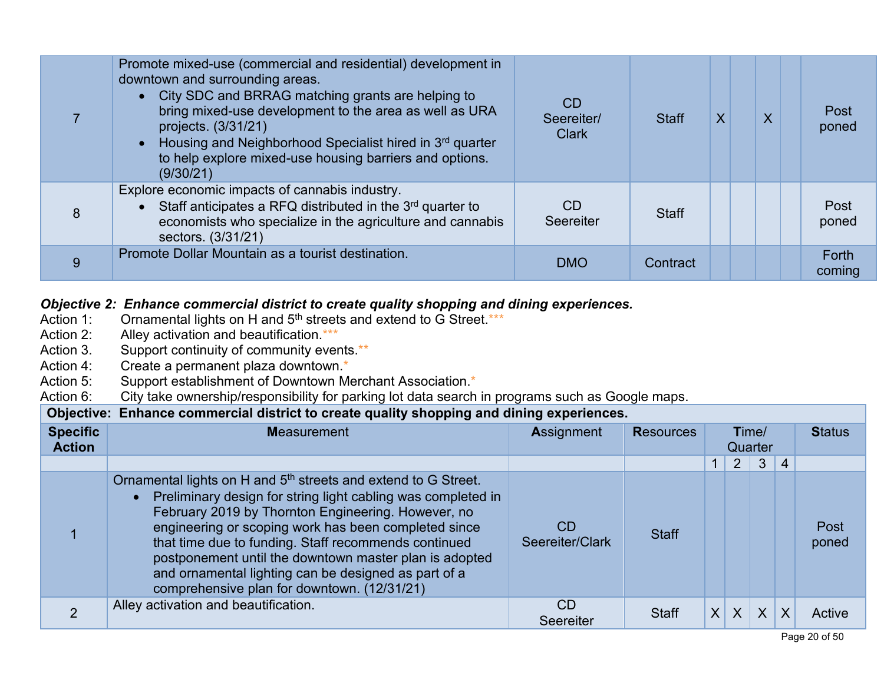| 7 | Promote mixed-use (commercial and residential) development in downtown and surrounding areas.<br>• City SDC and BRRAG matching grants are helping to bring mixed-use development to the area as well as URA projects. (3/31/21)<br>• Housing and Neighborhood Specialist hired in 3rd quarter to help explore mixed-use housing barriers and options. (9/30/21) | CD Seereiter/ Clark | Staff | X | | X | | Post poned |
|---|---|---|---|---|---|---|---|---|
| 8 | Explore economic impacts of cannabis industry.<br>• Staff anticipates a RFQ distributed in the 3rd quarter to economists who specialize in the agriculture and cannabis sectors. (3/31/21) | CD Seereiter | Staff | | | | | Post poned |
| 9 | Promote Dollar Mountain as a tourist destination. | DMO | Contract | | | | | Forth coming |

***Objective 2: Enhance commercial district to create quality shopping and dining experiences.***

Action 1: Ornamental lights on H and 5th streets and extend to G Street.***
Action 2: Alley activation and beautification.***
Action 3. Support continuity of community events.**
Action 4: Create a permanent plaza downtown.*
Action 5: Support establishment of Downtown Merchant Association.*
Action 6: City take ownership/responsibility for parking lot data search in programs such as Google maps.

| **Objective: Enhance commercial district to create quality shopping and dining experiences.** | | | | | | | | |
|---|---|---|---|---|---|---|---|---|
| **Specific Action** | **Measurement** | **Assignment** | **Resources** | **Time/ Quarter** | | | | **Status** |
| | | | | 1 | 2 | 3 | 4 | |
| 1 | Ornamental lights on H and 5th streets and extend to G Street.<br>• Preliminary design for string light cabling was completed in February 2019 by Thornton Engineering. However, no engineering or scoping work has been completed since that time due to funding. Staff recommends continued postponement until the downtown master plan is adopted and ornamental lighting can be designed as part of a comprehensive plan for downtown. (12/31/21) | CD Seereiter/Clark | Staff | | | | | Post poned |
| 2 | Alley activation and beautification. | CD Seereiter | Staff | X | X | X | X | Active |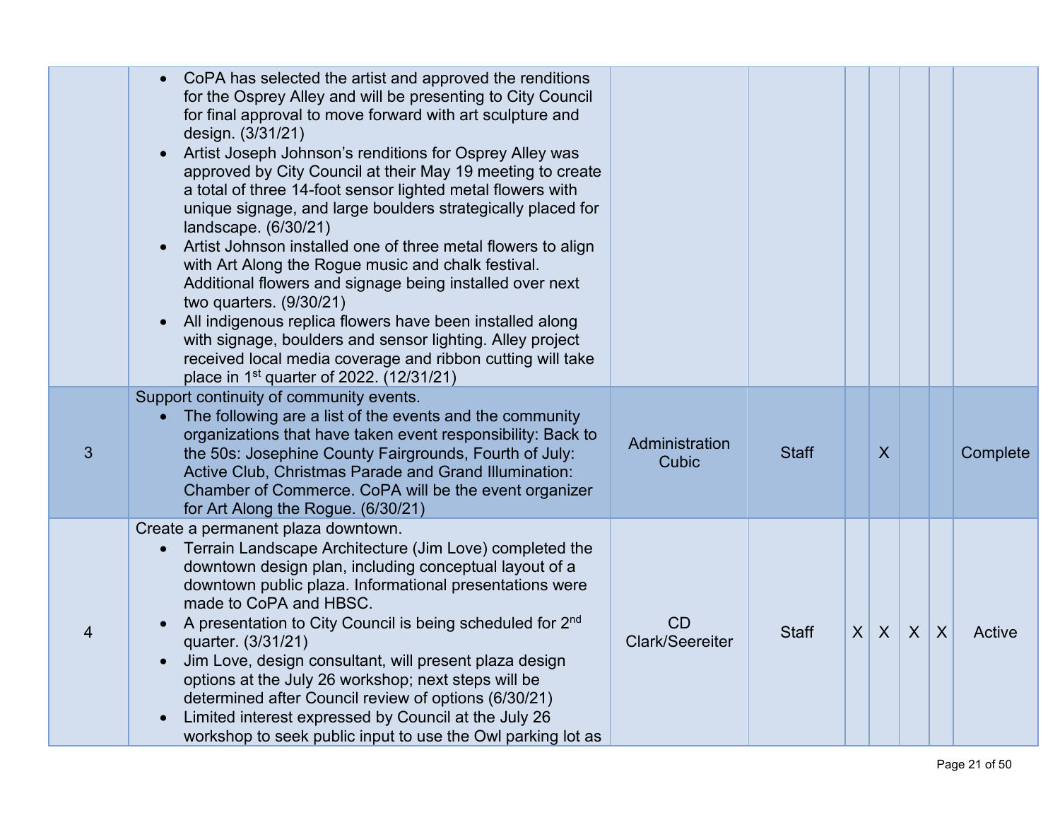| | | | | | | | | |
|---|---|---|---|---|---|---|---|---|
| | • CoPA has selected the artist and approved the renditions for the Osprey Alley and will be presenting to City Council for final approval to move forward with art sculpture and design. (3/31/21)<br>• Artist Joseph Johnson's renditions for Osprey Alley was approved by City Council at their May 19 meeting to create a total of three 14-foot sensor lighted metal flowers with unique signage, and large boulders strategically placed for landscape. (6/30/21)<br>• Artist Johnson installed one of three metal flowers to align with Art Along the Rogue music and chalk festival. Additional flowers and signage being installed over next two quarters. (9/30/21)<br>• All indigenous replica flowers have been installed along with signage, boulders and sensor lighting. Alley project received local media coverage and ribbon cutting will take place in 1st quarter of 2022. (12/31/21) | | | | | | | |
| 3 | Support continuity of community events.<br>• The following are a list of the events and the community organizations that have taken event responsibility: Back to the 50s: Josephine County Fairgrounds, Fourth of July: Active Club, Christmas Parade and Grand Illumination: Chamber of Commerce. CoPA will be the event organizer for Art Along the Rogue. (6/30/21) | Administration Cubic | Staff | | X | | | Complete |
| 4 | Create a permanent plaza downtown.<br>• Terrain Landscape Architecture (Jim Love) completed the downtown design plan, including conceptual layout of a downtown public plaza. Informational presentations were made to CoPA and HBSC.<br>• A presentation to City Council is being scheduled for 2nd quarter. (3/31/21)<br>• Jim Love, design consultant, will present plaza design options at the July 26 workshop; next steps will be determined after Council review of options (6/30/21)<br>• Limited interest expressed by Council at the July 26 workshop to seek public input to use the Owl parking lot as | CD Clark/Seereiter | Staff | X | X | X | X | Active |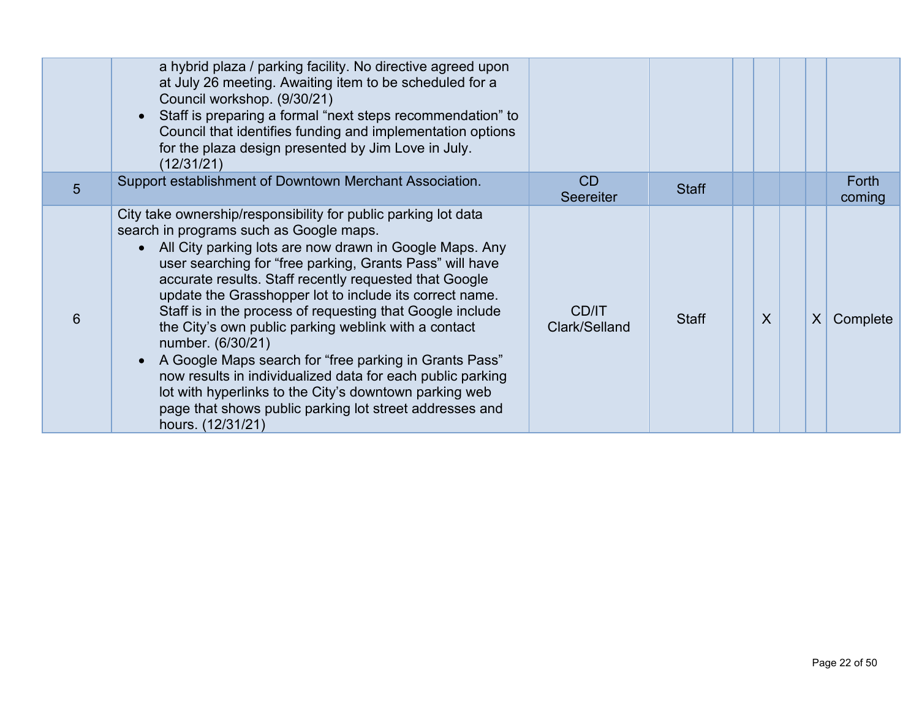| | | | | | | | | |
|---|---|---|---|---|---|---|---|---|
| | a hybrid plaza / parking facility. No directive agreed upon at July 26 meeting. Awaiting item to be scheduled for a Council workshop. (9/30/21)<br>• Staff is preparing a formal "next steps recommendation" to Council that identifies funding and implementation options for the plaza design presented by Jim Love in July. (12/31/21) | | | | | | | |
| 5 | Support establishment of Downtown Merchant Association. | CD Seereiter | Staff | | | | | Forth coming |
| 6 | City take ownership/responsibility for public parking lot data search in programs such as Google maps.<br>• All City parking lots are now drawn in Google Maps. Any user searching for "free parking, Grants Pass" will have accurate results. Staff recently requested that Google update the Grasshopper lot to include its correct name. Staff is in the process of requesting that Google include the City's own public parking weblink with a contact number. (6/30/21)<br>• A Google Maps search for "free parking in Grants Pass" now results in individualized data for each public parking lot with hyperlinks to the City's downtown parking web page that shows public parking lot street addresses and hours. (12/31/21) | CD/IT Clark/Selland | Staff | | X | | X | Complete |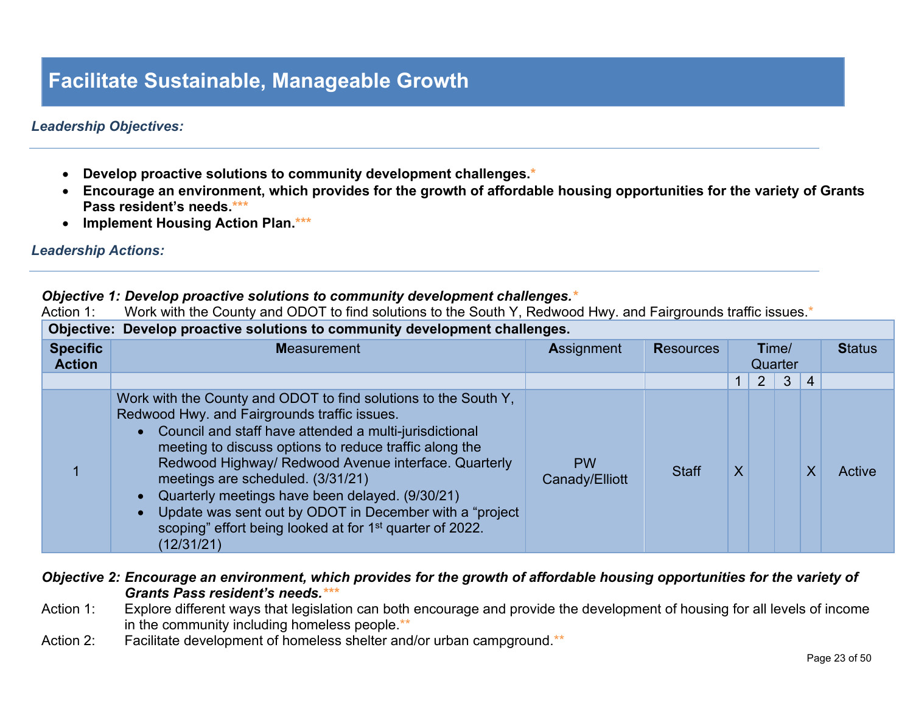# Facilitate Sustainable, Manageable Growth

***Leadership Objectives:***

- **Develop proactive solutions to community development challenges.***
- **Encourage an environment, which provides for the growth of affordable housing opportunities for the variety of Grants Pass resident's needs.*****
- **Implement Housing Action Plan.*****

***Leadership Actions:***

***Objective 1: Develop proactive solutions to community development challenges.****

Action 1: Work with the County and ODOT to find solutions to the South Y, Redwood Hwy. and Fairgrounds traffic issues.*

| **Objective: Develop proactive solutions to community development challenges.** | | | | | | | | |
|---|---|---|---|---|---|---|---|---|
| **Specific Action** | **M**easurement | **A**ssignment | **R**esources | **T**ime/ Quarter | | | | **S**tatus |
| | | | | 1 | 2 | 3 | 4 | |
| 1 | Work with the County and ODOT to find solutions to the South Y, Redwood Hwy. and Fairgrounds traffic issues.<br>• Council and staff have attended a multi-jurisdictional meeting to discuss options to reduce traffic along the Redwood Highway/ Redwood Avenue interface. Quarterly meetings are scheduled. (3/31/21)<br>• Quarterly meetings have been delayed. (9/30/21)<br>• Update was sent out by ODOT in December with a "project scoping" effort being looked at for 1st quarter of 2022. (12/31/21) | PW Canady/Elliott | Staff | X | | | X | Active |

***Objective 2: Encourage an environment, which provides for the growth of affordable housing opportunities for the variety of Grants Pass resident's needs.******

Action 1: Explore different ways that legislation can both encourage and provide the development of housing for all levels of income in the community including homeless people.**

Action 2: Facilitate development of homeless shelter and/or urban campground.**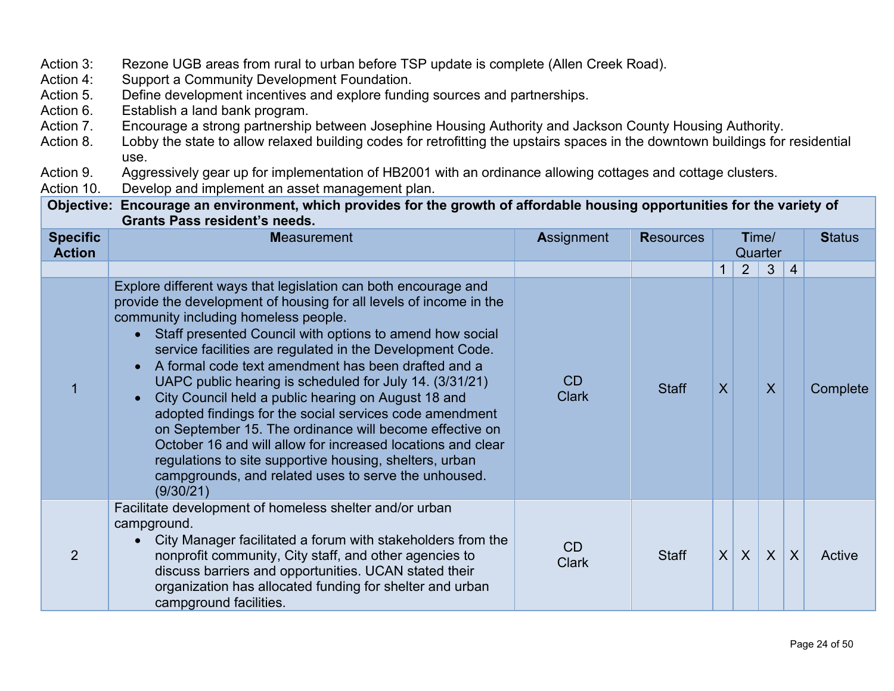Action 3: Rezone UGB areas from rural to urban before TSP update is complete (Allen Creek Road).
Action 4: Support a Community Development Foundation.
Action 5. Define development incentives and explore funding sources and partnerships.
Action 6. Establish a land bank program.
Action 7. Encourage a strong partnership between Josephine Housing Authority and Jackson County Housing Authority.
Action 8. Lobby the state to allow relaxed building codes for retrofitting the upstairs spaces in the downtown buildings for residential use.
Action 9. Aggressively gear up for implementation of HB2001 with an ordinance allowing cottages and cottage clusters.
Action 10. Develop and implement an asset management plan.

| **Objective: Encourage an environment, which provides for the growth of affordable housing opportunities for the variety of Grants Pass resident's needs.** | | | | | | | | |
|---|---|---|---|---|---|---|---|---|
| **Specific Action** | **M**easurement | **A**ssignment | **R**esources | **T**ime/ Quarter | | | | **S**tatus |
| | | | | 1 | 2 | 3 | 4 | |
| 1 | Explore different ways that legislation can both encourage and provide the development of housing for all levels of income in the community including homeless people.<br>• Staff presented Council with options to amend how social service facilities are regulated in the Development Code.<br>• A formal code text amendment has been drafted and a UAPC public hearing is scheduled for July 14. (3/31/21)<br>• City Council held a public hearing on August 18 and adopted findings for the social services code amendment on September 15. The ordinance will become effective on October 16 and will allow for increased locations and clear regulations to site supportive housing, shelters, urban campgrounds, and related uses to serve the unhoused. (9/30/21) | CD<br>Clark | Staff | X | | X | | Complete |
| 2 | Facilitate development of homeless shelter and/or urban campground.<br>• City Manager facilitated a forum with stakeholders from the nonprofit community, City staff, and other agencies to discuss barriers and opportunities. UCAN stated their organization has allocated funding for shelter and urban campground facilities. | CD<br>Clark | Staff | X | X | X | X | Active |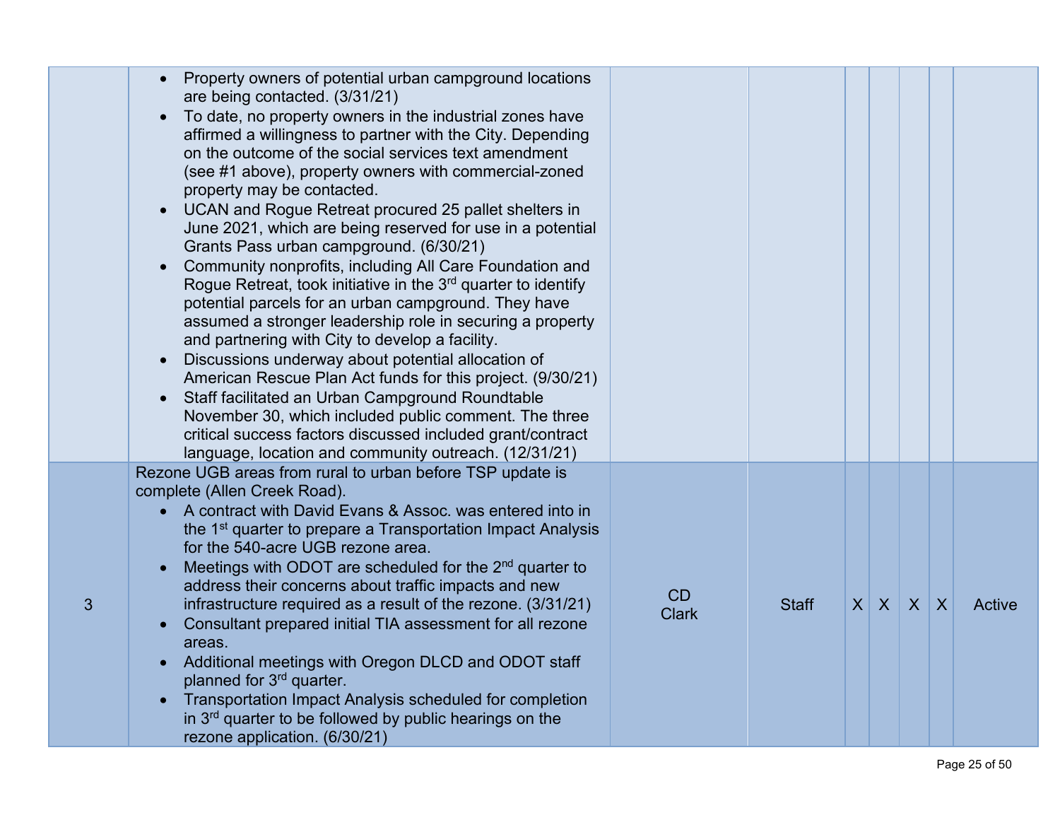| | | | | | | | | |
|---|---|---|---|---|---|---|---|---|
| | • Property owners of potential urban campground locations are being contacted. (3/31/21)<br>• To date, no property owners in the industrial zones have affirmed a willingness to partner with the City. Depending on the outcome of the social services text amendment (see #1 above), property owners with commercial-zoned property may be contacted.<br>• UCAN and Rogue Retreat procured 25 pallet shelters in June 2021, which are being reserved for use in a potential Grants Pass urban campground. (6/30/21)<br>• Community nonprofits, including All Care Foundation and Rogue Retreat, took initiative in the 3rd quarter to identify potential parcels for an urban campground. They have assumed a stronger leadership role in securing a property and partnering with City to develop a facility.<br>• Discussions underway about potential allocation of American Rescue Plan Act funds for this project. (9/30/21)<br>• Staff facilitated an Urban Campground Roundtable November 30, which included public comment. The three critical success factors discussed included grant/contract language, location and community outreach. (12/31/21) | | | | | | | |
| 3 | Rezone UGB areas from rural to urban before TSP update is complete (Allen Creek Road).<br>• A contract with David Evans & Assoc. was entered into in the 1st quarter to prepare a Transportation Impact Analysis for the 540-acre UGB rezone area.<br>• Meetings with ODOT are scheduled for the 2nd quarter to address their concerns about traffic impacts and new infrastructure required as a result of the rezone. (3/31/21)<br>• Consultant prepared initial TIA assessment for all rezone areas.<br>• Additional meetings with Oregon DLCD and ODOT staff planned for 3rd quarter.<br>• Transportation Impact Analysis scheduled for completion in 3rd quarter to be followed by public hearings on the rezone application. (6/30/21) | CD<br>Clark | Staff | X | X | X | X | Active |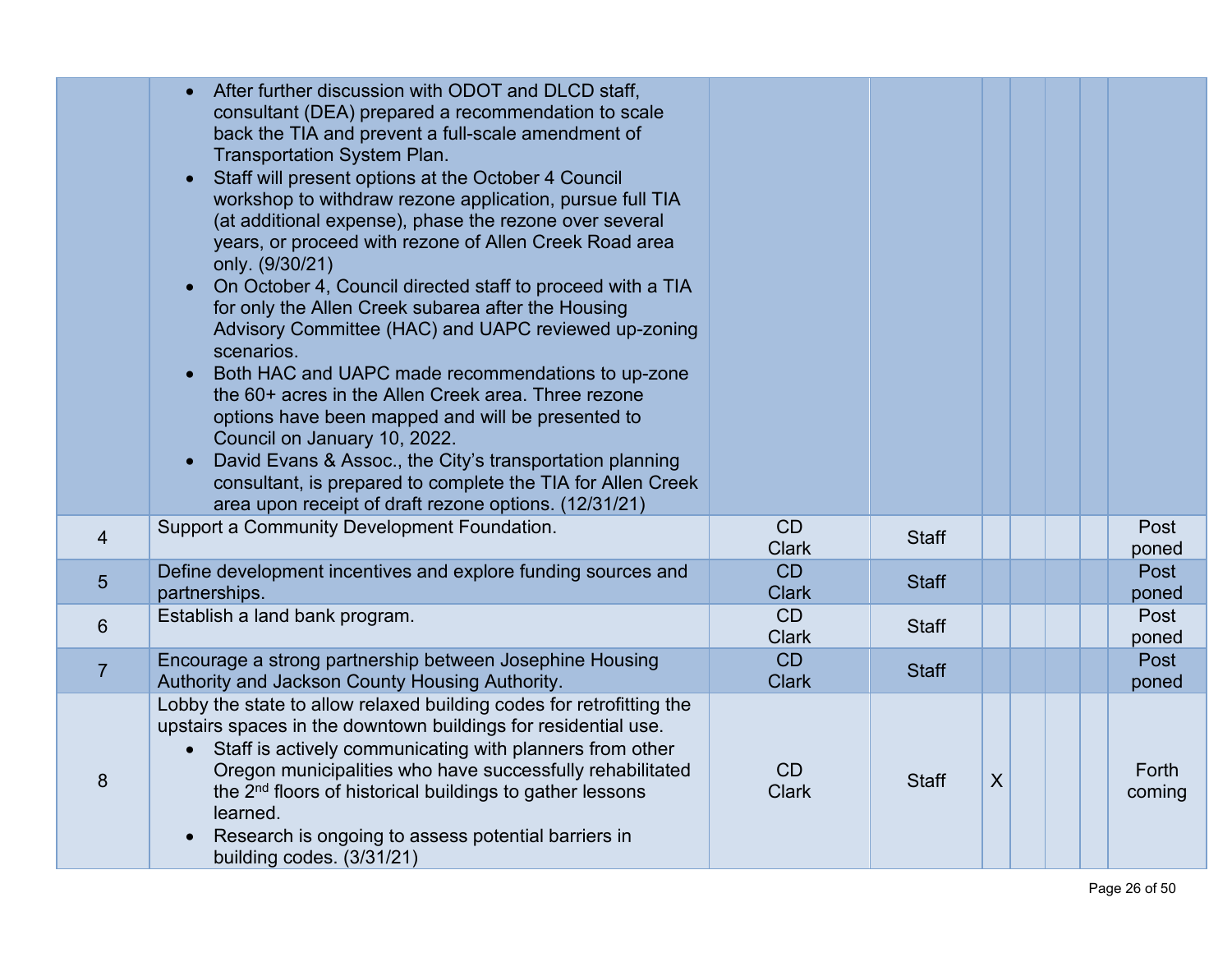| | | | | | | | | |
|---|---|---|---|---|---|---|---|---|
| | • After further discussion with ODOT and DLCD staff, consultant (DEA) prepared a recommendation to scale back the TIA and prevent a full-scale amendment of Transportation System Plan.<br>• Staff will present options at the October 4 Council workshop to withdraw rezone application, pursue full TIA (at additional expense), phase the rezone over several years, or proceed with rezone of Allen Creek Road area only. (9/30/21)<br>• On October 4, Council directed staff to proceed with a TIA for only the Allen Creek subarea after the Housing Advisory Committee (HAC) and UAPC reviewed up-zoning scenarios.<br>• Both HAC and UAPC made recommendations to up-zone the 60+ acres in the Allen Creek area. Three rezone options have been mapped and will be presented to Council on January 10, 2022.<br>• David Evans & Assoc., the City's transportation planning consultant, is prepared to complete the TIA for Allen Creek area upon receipt of draft rezone options. (12/31/21) | | | | | | | |
| 4 | Support a Community Development Foundation. | CD Clark | Staff | | | | | Post poned |
| 5 | Define development incentives and explore funding sources and partnerships. | CD Clark | Staff | | | | | Post poned |
| 6 | Establish a land bank program. | CD Clark | Staff | | | | | Post poned |
| 7 | Encourage a strong partnership between Josephine Housing Authority and Jackson County Housing Authority. | CD Clark | Staff | | | | | Post poned |
| 8 | Lobby the state to allow relaxed building codes for retrofitting the upstairs spaces in the downtown buildings for residential use.<br>• Staff is actively communicating with planners from other Oregon municipalities who have successfully rehabilitated the 2nd floors of historical buildings to gather lessons learned.<br>• Research is ongoing to assess potential barriers in building codes. (3/31/21) | CD Clark | Staff | X | | | | Forth coming |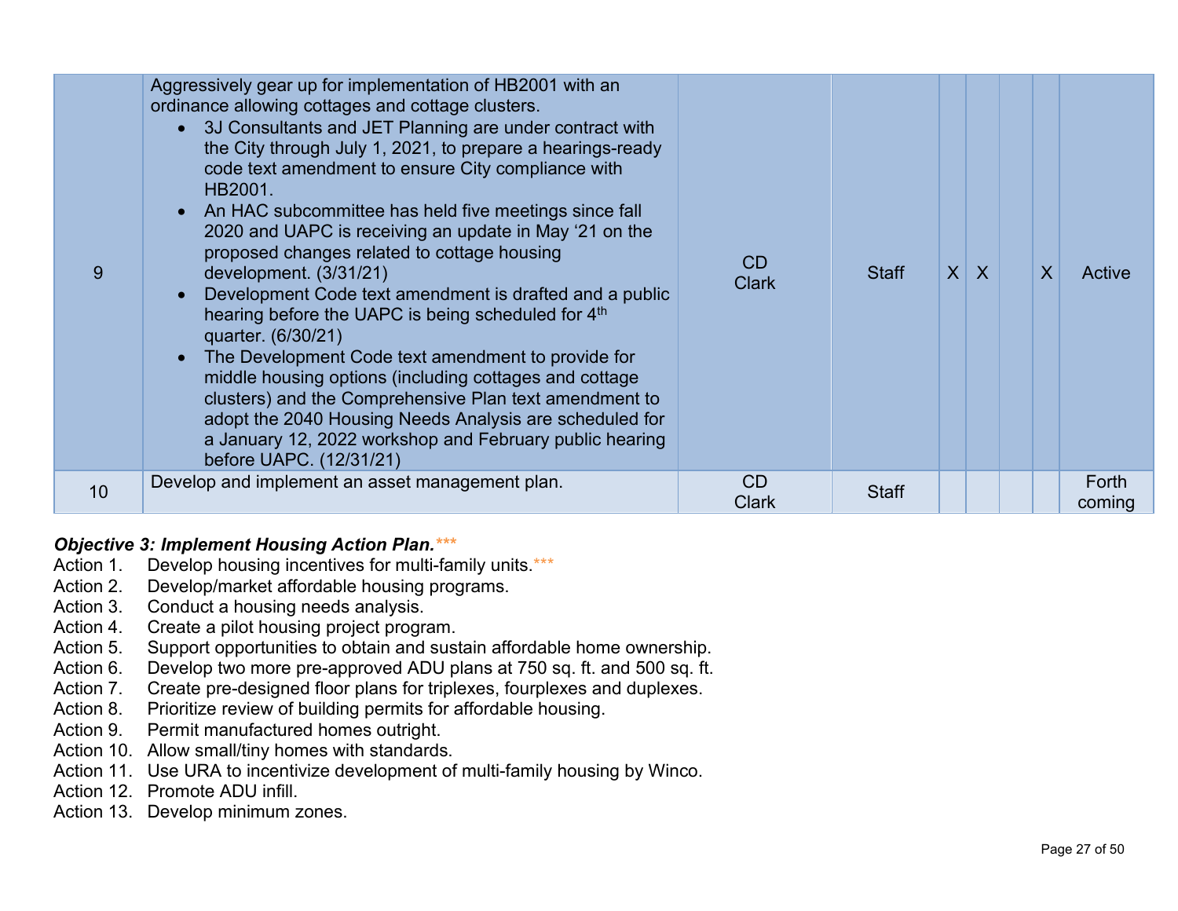| | | | | | | | | |
|---|---|---|---|---|---|---|---|---|
| 9 | Aggressively gear up for implementation of HB2001 with an ordinance allowing cottages and cottage clusters.<br>• 3J Consultants and JET Planning are under contract with the City through July 1, 2021, to prepare a hearings-ready code text amendment to ensure City compliance with HB2001.<br>• An HAC subcommittee has held five meetings since fall 2020 and UAPC is receiving an update in May '21 on the proposed changes related to cottage housing development. (3/31/21)<br>• Development Code text amendment is drafted and a public hearing before the UAPC is being scheduled for 4th quarter. (6/30/21)<br>• The Development Code text amendment to provide for middle housing options (including cottages and cottage clusters) and the Comprehensive Plan text amendment to adopt the 2040 Housing Needs Analysis are scheduled for a January 12, 2022 workshop and February public hearing before UAPC. (12/31/21) | CD Clark | Staff | X | X | | X | Active |
| 10 | Develop and implement an asset management plan. | CD Clark | Staff | | | | | Forth coming |

***Objective 3: Implement Housing Action Plan.**** ***

Action 1. Develop housing incentives for multi-family units.***
Action 2. Develop/market affordable housing programs.
Action 3. Conduct a housing needs analysis.
Action 4. Create a pilot housing project program.
Action 5. Support opportunities to obtain and sustain affordable home ownership.
Action 6. Develop two more pre-approved ADU plans at 750 sq. ft. and 500 sq. ft.
Action 7. Create pre-designed floor plans for triplexes, fourplexes and duplexes.
Action 8. Prioritize review of building permits for affordable housing.
Action 9. Permit manufactured homes outright.
Action 10. Allow small/tiny homes with standards.
Action 11. Use URA to incentivize development of multi-family housing by Winco.
Action 12. Promote ADU infill.
Action 13. Develop minimum zones.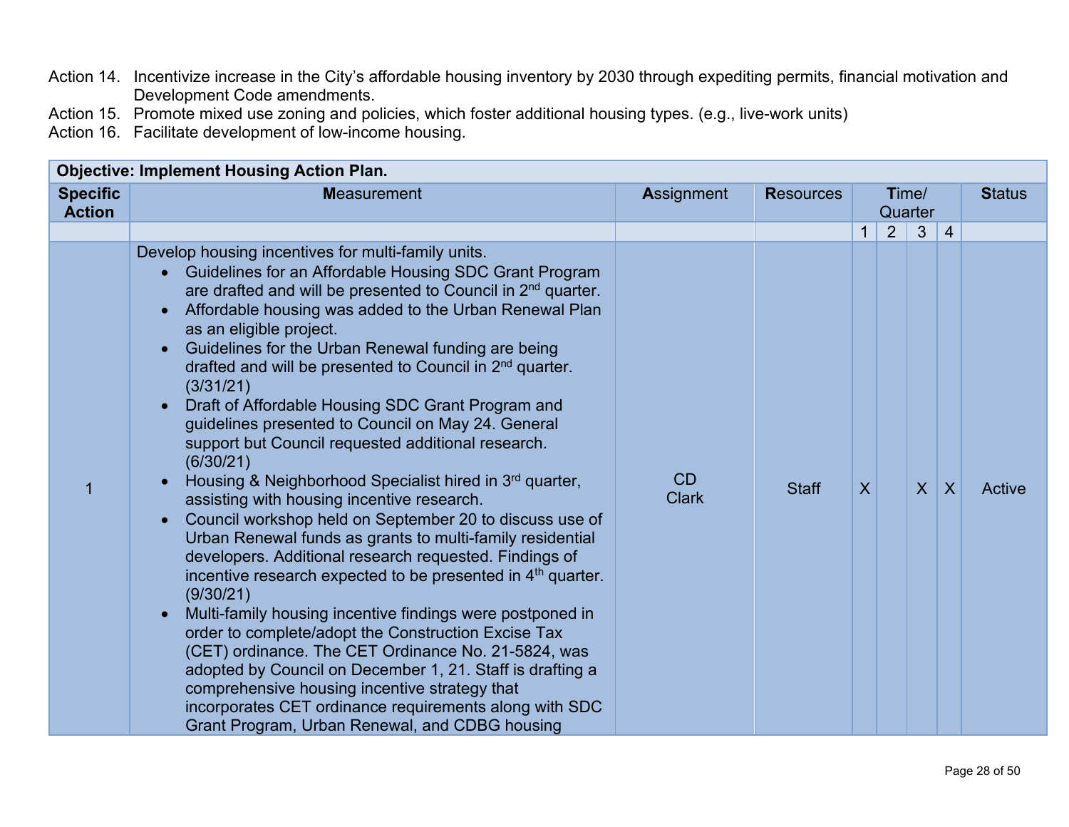Action 14. Incentivize increase in the City's affordable housing inventory by 2030 through expediting permits, financial motivation and Development Code amendments.

Action 15. Promote mixed use zoning and policies, which foster additional housing types. (e.g., live-work units)

Action 16. Facilitate development of low-income housing.

| **Objective: Implement Housing Action Plan.** | | | | | | | | |
|---|---|---|---|---|---|---|---|---|
| **Specific Action** | **M**easurement | **A**ssignment | **R**esources | **T**ime/ Quarter | | | | **S**tatus |
| | | | | 1 | 2 | 3 | 4 | |
| 1 | Develop housing incentives for multi-family units.<br>• Guidelines for an Affordable Housing SDC Grant Program are drafted and will be presented to Council in 2nd quarter.<br>• Affordable housing was added to the Urban Renewal Plan as an eligible project.<br>• Guidelines for the Urban Renewal funding are being drafted and will be presented to Council in 2nd quarter. (3/31/21)<br>• Draft of Affordable Housing SDC Grant Program and guidelines presented to Council on May 24. General support but Council requested additional research. (6/30/21)<br>• Housing & Neighborhood Specialist hired in 3rd quarter, assisting with housing incentive research.<br>• Council workshop held on September 20 to discuss use of Urban Renewal funds as grants to multi-family residential developers. Additional research requested. Findings of incentive research expected to be presented in 4th quarter. (9/30/21)<br>• Multi-family housing incentive findings were postponed in order to complete/adopt the Construction Excise Tax (CET) ordinance. The CET Ordinance No. 21-5824, was adopted by Council on December 1, 21. Staff is drafting a comprehensive housing incentive strategy that incorporates CET ordinance requirements along with SDC Grant Program, Urban Renewal, and CDBG housing | CD<br>Clark | Staff | X | | X | X | Active |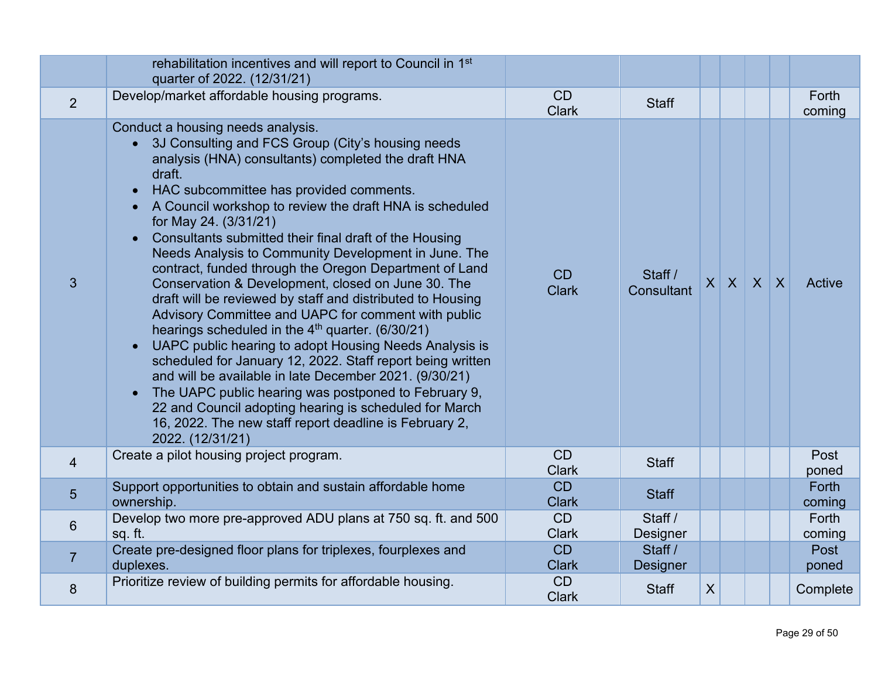| | | | | | | | | |
|---|---|---|---|---|---|---|---|---|
| | rehabilitation incentives and will report to Council in 1st quarter of 2022. (12/31/21) | | | | | | | |
| 2 | Develop/market affordable housing programs. | CD Clark | Staff | | | | | Forth coming |
| 3 | Conduct a housing needs analysis.<br>• 3J Consulting and FCS Group (City's housing needs analysis (HNA) consultants) completed the draft HNA draft.<br>• HAC subcommittee has provided comments.<br>• A Council workshop to review the draft HNA is scheduled for May 24. (3/31/21)<br>• Consultants submitted their final draft of the Housing Needs Analysis to Community Development in June. The contract, funded through the Oregon Department of Land Conservation & Development, closed on June 30. The draft will be reviewed by staff and distributed to Housing Advisory Committee and UAPC for comment with public hearings scheduled in the 4th quarter. (6/30/21)<br>• UAPC public hearing to adopt Housing Needs Analysis is scheduled for January 12, 2022. Staff report being written and will be available in late December 2021. (9/30/21)<br>• The UAPC public hearing was postponed to February 9, 22 and Council adopting hearing is scheduled for March 16, 2022. The new staff report deadline is February 2, 2022. (12/31/21) | CD Clark | Staff / Consultant | X | X | X | X | Active |
| 4 | Create a pilot housing project program. | CD Clark | Staff | | | | | Post poned |
| 5 | Support opportunities to obtain and sustain affordable home ownership. | CD Clark | Staff | | | | | Forth coming |
| 6 | Develop two more pre-approved ADU plans at 750 sq. ft. and 500 sq. ft. | CD Clark | Staff / Designer | | | | | Forth coming |
| 7 | Create pre-designed floor plans for triplexes, fourplexes and duplexes. | CD Clark | Staff / Designer | | | | | Post poned |
| 8 | Prioritize review of building permits for affordable housing. | CD Clark | Staff | X | | | | Complete |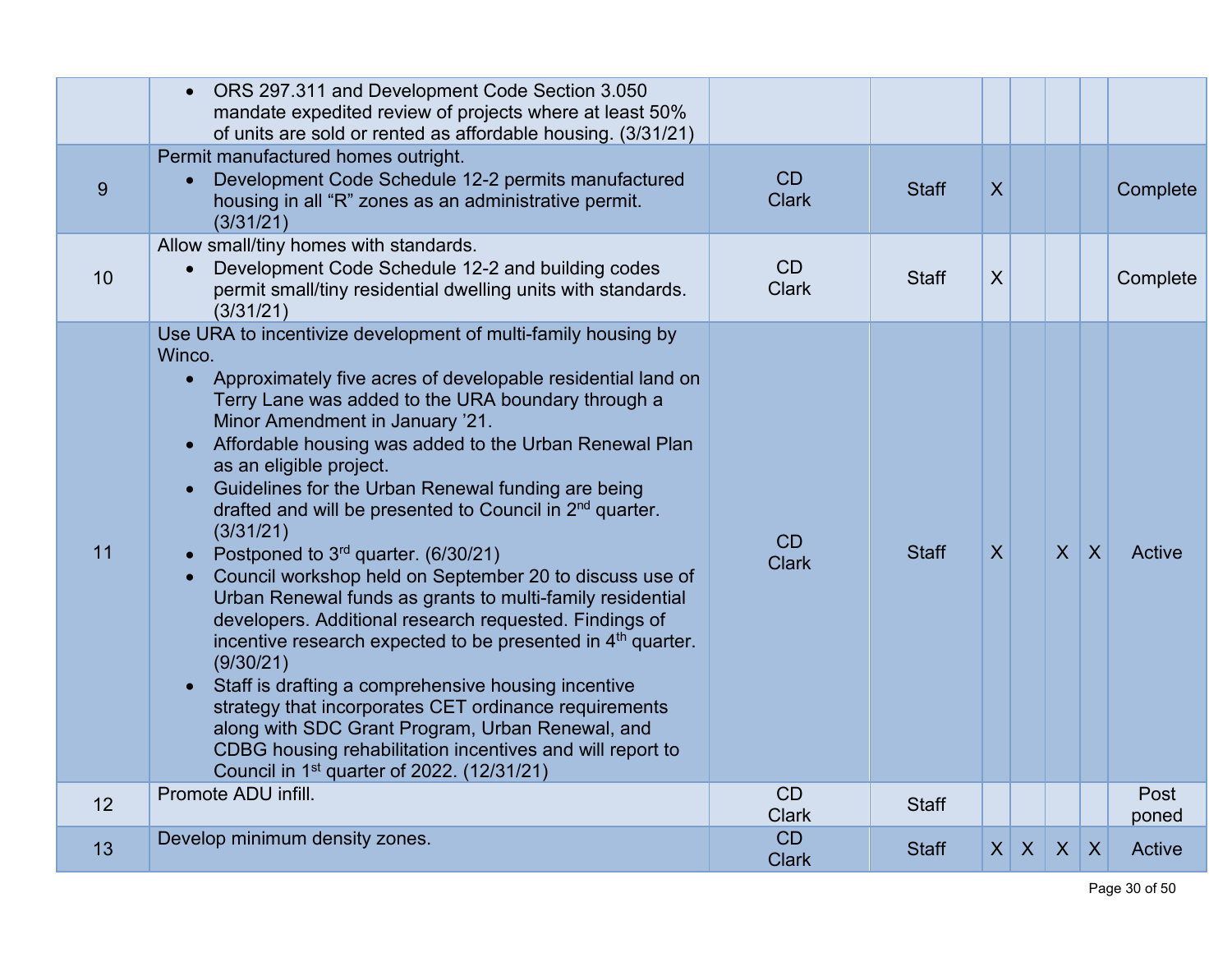| | | | | | | | | |
|---|---|---|---|---|---|---|---|---|
| | • ORS 297.311 and Development Code Section 3.050 mandate expedited review of projects where at least 50% of units are sold or rented as affordable housing. (3/31/21) | | | | | | | |
| 9 | Permit manufactured homes outright.<br>• Development Code Schedule 12-2 permits manufactured housing in all "R" zones as an administrative permit. (3/31/21) | CD<br>Clark | Staff | X | | | | Complete |
| 10 | Allow small/tiny homes with standards.<br>• Development Code Schedule 12-2 and building codes permit small/tiny residential dwelling units with standards. (3/31/21) | CD<br>Clark | Staff | X | | | | Complete |
| 11 | Use URA to incentivize development of multi-family housing by Winco.<br>• Approximately five acres of developable residential land on Terry Lane was added to the URA boundary through a Minor Amendment in January '21.<br>• Affordable housing was added to the Urban Renewal Plan as an eligible project.<br>• Guidelines for the Urban Renewal funding are being drafted and will be presented to Council in 2nd quarter. (3/31/21)<br>• Postponed to 3rd quarter. (6/30/21)<br>• Council workshop held on September 20 to discuss use of Urban Renewal funds as grants to multi-family residential developers. Additional research requested. Findings of incentive research expected to be presented in 4th quarter. (9/30/21)<br>• Staff is drafting a comprehensive housing incentive strategy that incorporates CET ordinance requirements along with SDC Grant Program, Urban Renewal, and CDBG housing rehabilitation incentives and will report to Council in 1st quarter of 2022. (12/31/21) | CD<br>Clark | Staff | X | | X | X | Active |
| 12 | Promote ADU infill. | CD<br>Clark | Staff | | | | | Postponed |
| 13 | Develop minimum density zones. | CD<br>Clark | Staff | X | X | X | X | Active |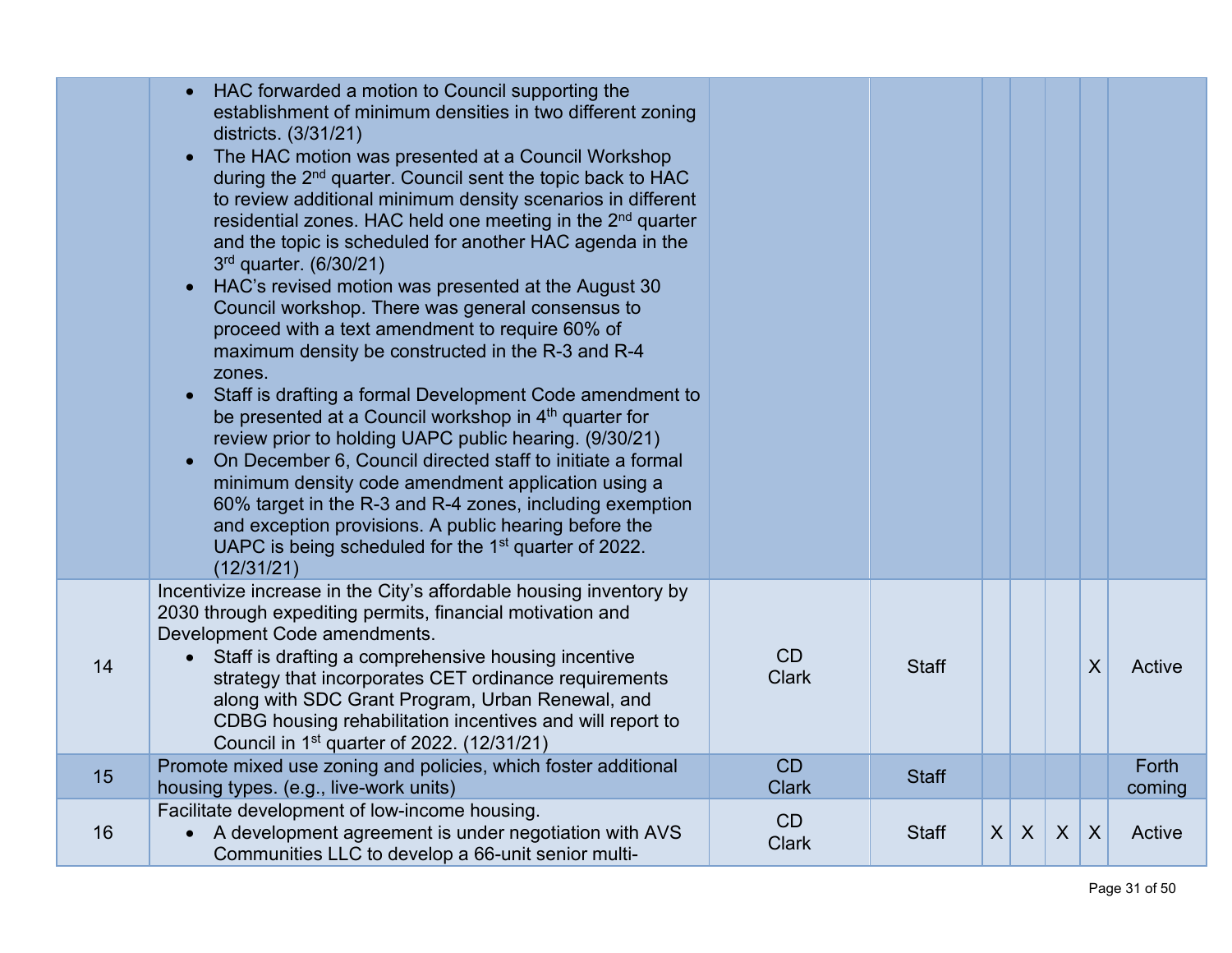| | | | | | | | | |
|---|---|---|---|---|---|---|---|---|
| | • HAC forwarded a motion to Council supporting the establishment of minimum densities in two different zoning districts. (3/31/21)<br>• The HAC motion was presented at a Council Workshop during the 2nd quarter. Council sent the topic back to HAC to review additional minimum density scenarios in different residential zones. HAC held one meeting in the 2nd quarter and the topic is scheduled for another HAC agenda in the 3rd quarter. (6/30/21)<br>• HAC's revised motion was presented at the August 30 Council workshop. There was general consensus to proceed with a text amendment to require 60% of maximum density be constructed in the R-3 and R-4 zones.<br>• Staff is drafting a formal Development Code amendment to be presented at a Council workshop in 4th quarter for review prior to holding UAPC public hearing. (9/30/21)<br>• On December 6, Council directed staff to initiate a formal minimum density code amendment application using a 60% target in the R-3 and R-4 zones, including exemption and exception provisions. A public hearing before the UAPC is being scheduled for the 1st quarter of 2022. (12/31/21) | | | | | | | |
| 14 | Incentivize increase in the City's affordable housing inventory by 2030 through expediting permits, financial motivation and Development Code amendments.<br>• Staff is drafting a comprehensive housing incentive strategy that incorporates CET ordinance requirements along with SDC Grant Program, Urban Renewal, and CDBG housing rehabilitation incentives and will report to Council in 1st quarter of 2022. (12/31/21) | CD Clark | Staff | | | | X | Active |
| 15 | Promote mixed use zoning and policies, which foster additional housing types. (e.g., live-work units) | CD Clark | Staff | | | | | Forth coming |
| 16 | Facilitate development of low-income housing.<br>• A development agreement is under negotiation with AVS Communities LLC to develop a 66-unit senior multi- | CD Clark | Staff | X | X | X | X | Active |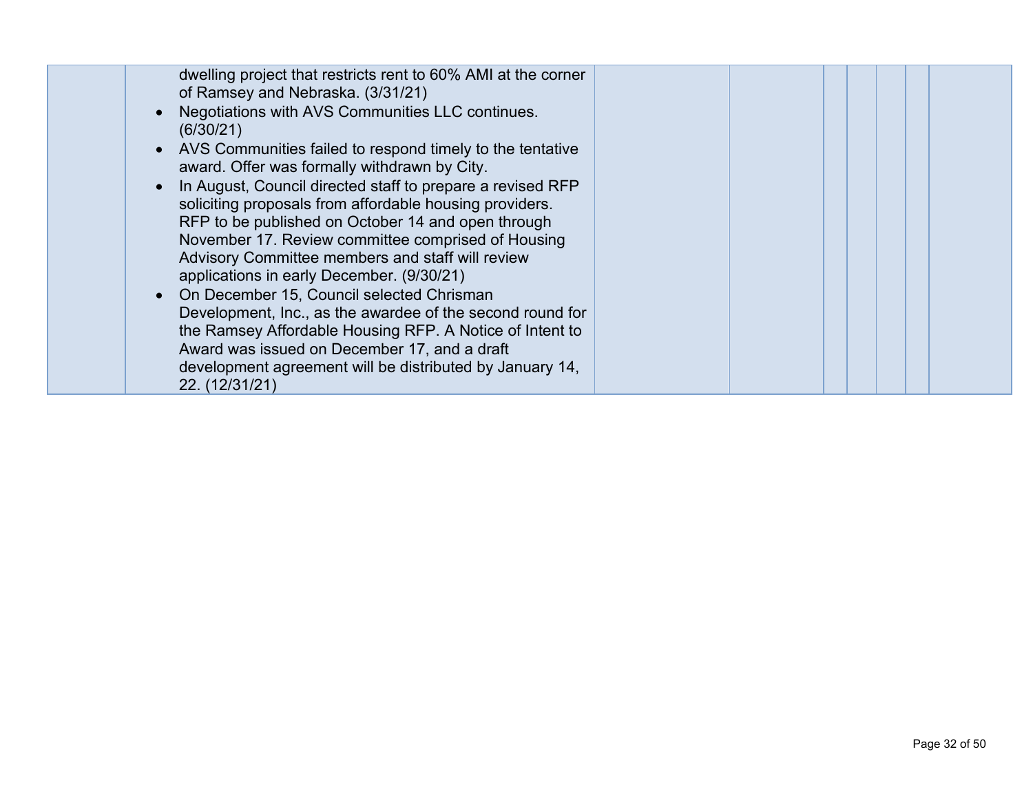| | | | | | | | | |
|---|---|---|---|---|---|---|---|---|
| | dwelling project that restricts rent to 60% AMI at the corner of Ramsey and Nebraska. (3/31/21)<br>• Negotiations with AVS Communities LLC continues. (6/30/21)<br>• AVS Communities failed to respond timely to the tentative award. Offer was formally withdrawn by City.<br>• In August, Council directed staff to prepare a revised RFP soliciting proposals from affordable housing providers. RFP to be published on October 14 and open through November 17. Review committee comprised of Housing Advisory Committee members and staff will review applications in early December. (9/30/21)<br>• On December 15, Council selected Chrisman Development, Inc., as the awardee of the second round for the Ramsey Affordable Housing RFP. A Notice of Intent to Award was issued on December 17, and a draft development agreement will be distributed by January 14, 22. (12/31/21) | | | | | | | |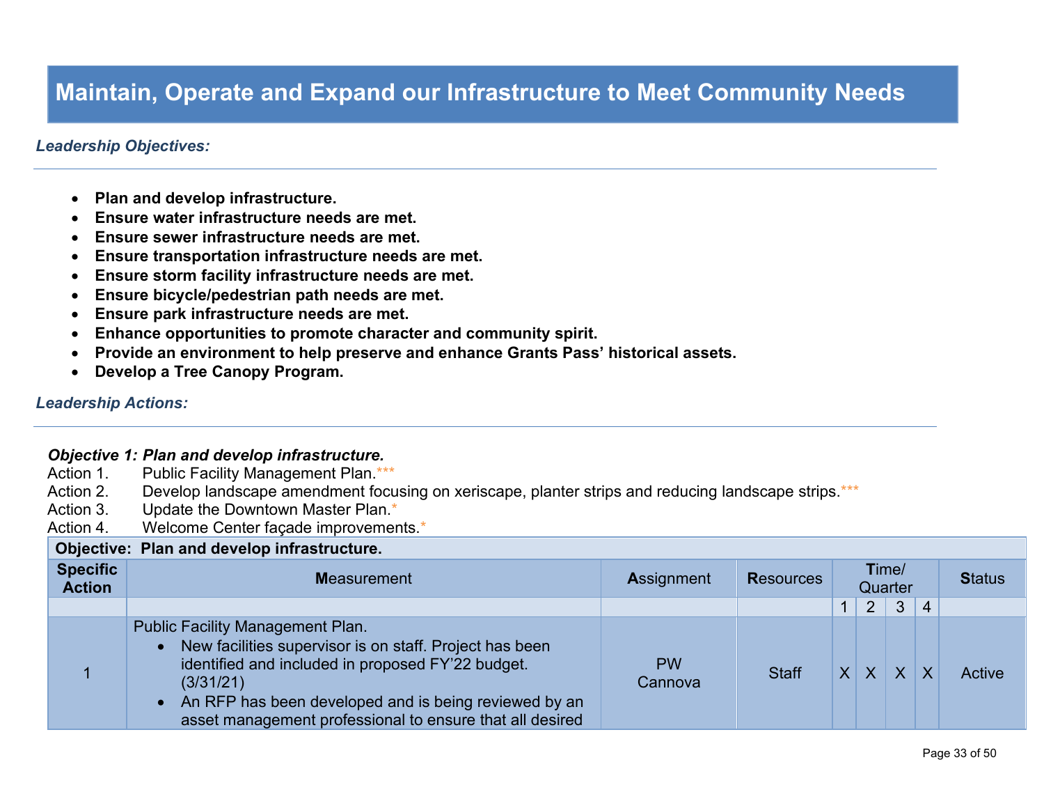# Maintain, Operate and Expand our Infrastructure to Meet Community Needs

***Leadership Objectives:***

- **Plan and develop infrastructure.**
- **Ensure water infrastructure needs are met.**
- **Ensure sewer infrastructure needs are met.**
- **Ensure transportation infrastructure needs are met.**
- **Ensure storm facility infrastructure needs are met.**
- **Ensure bicycle/pedestrian path needs are met.**
- **Ensure park infrastructure needs are met.**
- **Enhance opportunities to promote character and community spirit.**
- **Provide an environment to help preserve and enhance Grants Pass' historical assets.**
- **Develop a Tree Canopy Program.**

***Leadership Actions:***

***Objective 1: Plan and develop infrastructure.***

Action 1. Public Facility Management Plan.***
Action 2. Develop landscape amendment focusing on xeriscape, planter strips and reducing landscape strips.***
Action 3. Update the Downtown Master Plan.*
Action 4. Welcome Center façade improvements.*

| **Objective: Plan and develop infrastructure.** | | | | | | | | |
|---|---|---|---|---|---|---|---|---|
| **Specific Action** | **Measurement** | **Assignment** | **Resources** | **Time/ Quarter** | | | | **Status** |
| | | | | 1 | 2 | 3 | 4 | |
| 1 | Public Facility Management Plan.<br>• New facilities supervisor is on staff. Project has been identified and included in proposed FY'22 budget. (3/31/21)<br>• An RFP has been developed and is being reviewed by an asset management professional to ensure that all desired | PW Cannova | Staff | X | X | X | X | Active |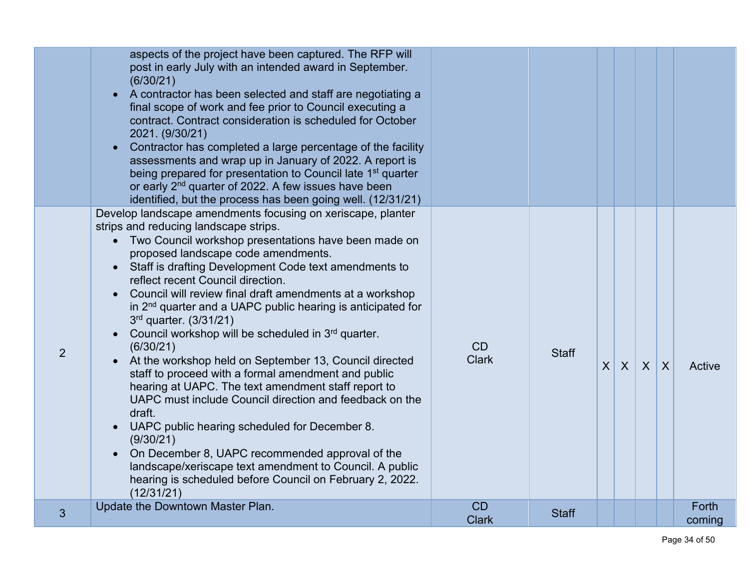| | | | | | | | | |
|---|---|---|---|---|---|---|---|---|
| | aspects of the project have been captured. The RFP will post in early July with an intended award in September. (6/30/21)<br>• A contractor has been selected and staff are negotiating a final scope of work and fee prior to Council executing a contract. Contract consideration is scheduled for October 2021. (9/30/21)<br>• Contractor has completed a large percentage of the facility assessments and wrap up in January of 2022. A report is being prepared for presentation to Council late 1st quarter or early 2nd quarter of 2022. A few issues have been identified, but the process has been going well. (12/31/21) | | | | | | | |
| 2 | Develop landscape amendments focusing on xeriscape, planter strips and reducing landscape strips.<br>• Two Council workshop presentations have been made on proposed landscape code amendments.<br>• Staff is drafting Development Code text amendments to reflect recent Council direction.<br>• Council will review final draft amendments at a workshop in 2nd quarter and a UAPC public hearing is anticipated for 3rd quarter. (3/31/21)<br>• Council workshop will be scheduled in 3rd quarter. (6/30/21)<br>• At the workshop held on September 13, Council directed staff to proceed with a formal amendment and public hearing at UAPC. The text amendment staff report to UAPC must include Council direction and feedback on the draft.<br>• UAPC public hearing scheduled for December 8. (9/30/21)<br>• On December 8, UAPC recommended approval of the landscape/xeriscape text amendment to Council. A public hearing is scheduled before Council on February 2, 2022. (12/31/21) | CD<br>Clark | Staff | X | X | X | X | Active |
| 3 | Update the Downtown Master Plan. | CD<br>Clark | Staff | | | | | Forth coming |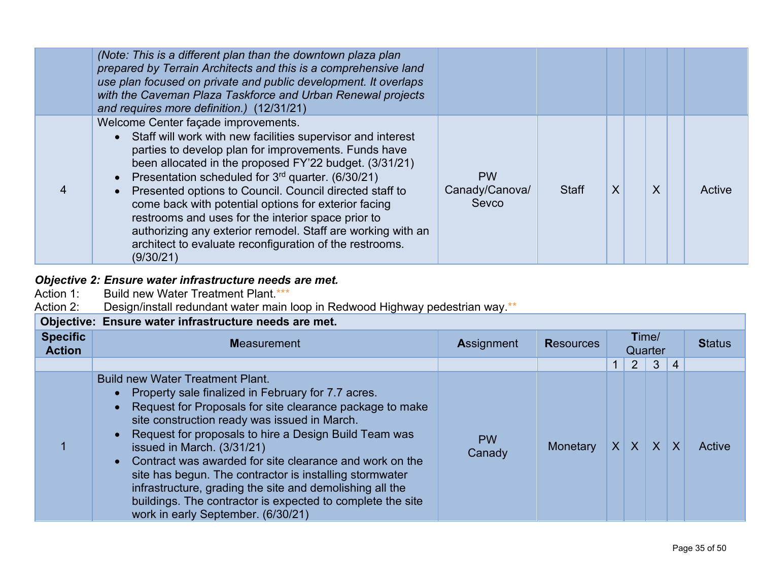| | | | | | | | | |
|---|---|---|---|---|---|---|---|---|
| | *(Note: This is a different plan than the downtown plaza plan prepared by Terrain Architects and this is a comprehensive land use plan focused on private and public development. It overlaps with the Caveman Plaza Taskforce and Urban Renewal projects and requires more definition.)* (12/31/21) | | | | | | | |
| 4 | Welcome Center façade improvements.<br>• Staff will work with new facilities supervisor and interest parties to develop plan for improvements. Funds have been allocated in the proposed FY'22 budget. (3/31/21)<br>• Presentation scheduled for 3rd quarter. (6/30/21)<br>• Presented options to Council. Council directed staff to come back with potential options for exterior facing restrooms and uses for the interior space prior to authorizing any exterior remodel. Staff are working with an architect to evaluate reconfiguration of the restrooms. (9/30/21) | PW Canady/Canova/ Sevco | Staff | X | | X | | Active |

***Objective 2: Ensure water infrastructure needs are met.***

Action 1: Build new Water Treatment Plant.***

Action 2: Design/install redundant water main loop in Redwood Highway pedestrian way.**

| **Objective: Ensure water infrastructure needs are met.** | | | | | | | | |
|---|---|---|---|---|---|---|---|---|
| **Specific Action** | **M**easurement | **A**ssignment | **R**esources | **T**ime/ Quarter | | | | **S**tatus |
| | | | | 1 | 2 | 3 | 4 | |
| 1 | Build new Water Treatment Plant.<br>• Property sale finalized in February for 7.7 acres.<br>• Request for Proposals for site clearance package to make site construction ready was issued in March.<br>• Request for proposals to hire a Design Build Team was issued in March. (3/31/21)<br>• Contract was awarded for site clearance and work on the site has begun. The contractor is installing stormwater infrastructure, grading the site and demolishing all the buildings. The contractor is expected to complete the site work in early September. (6/30/21) | PW Canady | Monetary | X | X | X | X | Active |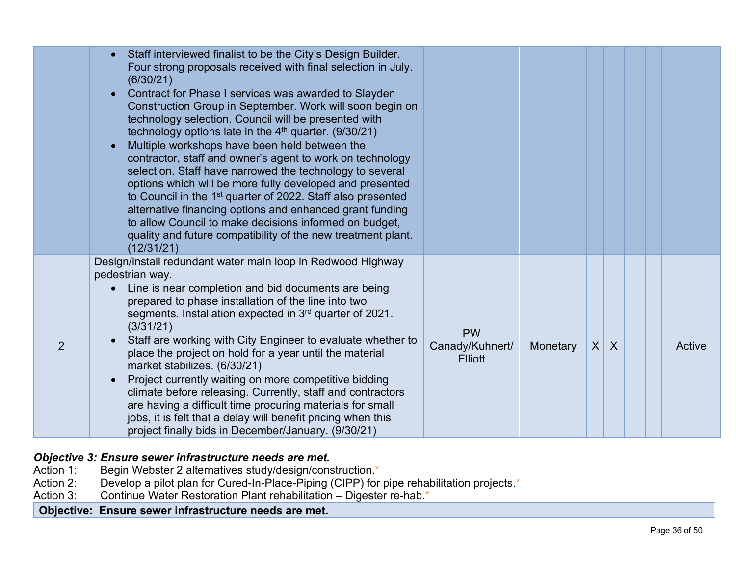| | | | | | | | | |
|---|---|---|---|---|---|---|---|---|
| | • Staff interviewed finalist to be the City's Design Builder. Four strong proposals received with final selection in July. (6/30/21)<br>• Contract for Phase I services was awarded to Slayden Construction Group in September. Work will soon begin on technology selection. Council will be presented with technology options late in the 4th quarter. (9/30/21)<br>• Multiple workshops have been held between the contractor, staff and owner's agent to work on technology selection. Staff have narrowed the technology to several options which will be more fully developed and presented to Council in the 1st quarter of 2022. Staff also presented alternative financing options and enhanced grant funding to allow Council to make decisions informed on budget, quality and future compatibility of the new treatment plant. (12/31/21) | | | | | | | |
| 2 | Design/install redundant water main loop in Redwood Highway pedestrian way.<br>• Line is near completion and bid documents are being prepared to phase installation of the line into two segments. Installation expected in 3rd quarter of 2021. (3/31/21)<br>• Staff are working with City Engineer to evaluate whether to place the project on hold for a year until the material market stabilizes. (6/30/21)<br>• Project currently waiting on more competitive bidding climate before releasing. Currently, staff and contractors are having a difficult time procuring materials for small jobs, it is felt that a delay will benefit pricing when this project finally bids in December/January. (9/30/21) | PW Canady/Kuhnert/ Elliott | Monetary | X | X | | | Active |

***Objective 3: Ensure sewer infrastructure needs are met.***

Action 1: Begin Webster 2 alternatives study/design/construction.*

Action 2: Develop a pilot plan for Cured-In-Place-Piping (CIPP) for pipe rehabilitation projects.*

Action 3: Continue Water Restoration Plant rehabilitation – Digester re-hab.*

| **Objective: Ensure sewer infrastructure needs are met.** |
|---|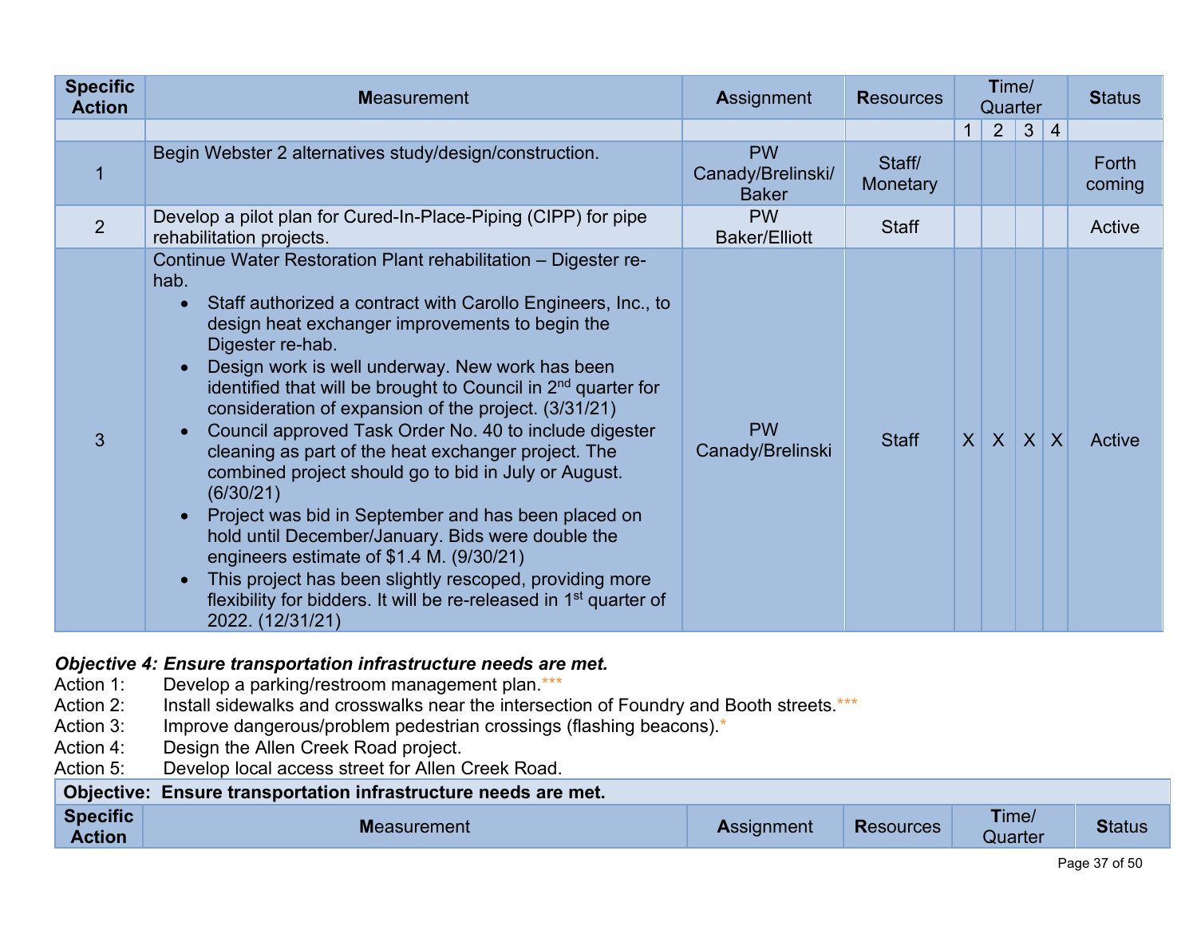| Specific Action | Measurement | Assignment | Resources | Time/ Quarter | | | | Status |
|---|---|---|---|---|---|---|---|---|
| | | | | 1 | 2 | 3 | 4 | |
| 1 | Begin Webster 2 alternatives study/design/construction. | PW Canady/Brelinski/ Baker | Staff/ Monetary | | | | | Forth coming |
| 2 | Develop a pilot plan for Cured-In-Place-Piping (CIPP) for pipe rehabilitation projects. | PW Baker/Elliott | Staff | | | | | Active |
| 3 | Continue Water Restoration Plant rehabilitation – Digester re-hab.<br>• Staff authorized a contract with Carollo Engineers, Inc., to design heat exchanger improvements to begin the Digester re-hab.<br>• Design work is well underway. New work has been identified that will be brought to Council in 2nd quarter for consideration of expansion of the project. (3/31/21)<br>• Council approved Task Order No. 40 to include digester cleaning as part of the heat exchanger project. The combined project should go to bid in July or August. (6/30/21)<br>• Project was bid in September and has been placed on hold until December/January. Bids were double the engineers estimate of $1.4 M. (9/30/21)<br>• This project has been slightly rescoped, providing more flexibility for bidders. It will be re-released in 1st quarter of 2022. (12/31/21) | PW Canady/Brelinski | Staff | X | X | X | X | Active |

***Objective 4: Ensure transportation infrastructure needs are met.***

Action 1: Develop a parking/restroom management plan.***
Action 2: Install sidewalks and crosswalks near the intersection of Foundry and Booth streets.***
Action 3: Improve dangerous/problem pedestrian crossings (flashing beacons).*
Action 4: Design the Allen Creek Road project.
Action 5: Develop local access street for Allen Creek Road.

| **Objective: Ensure transportation infrastructure needs are met.** | | | | | |
|---|---|---|---|---|---|
| **Specific Action** | **Measurement** | **Assignment** | **Resources** | **Time/ Quarter** | **Status** |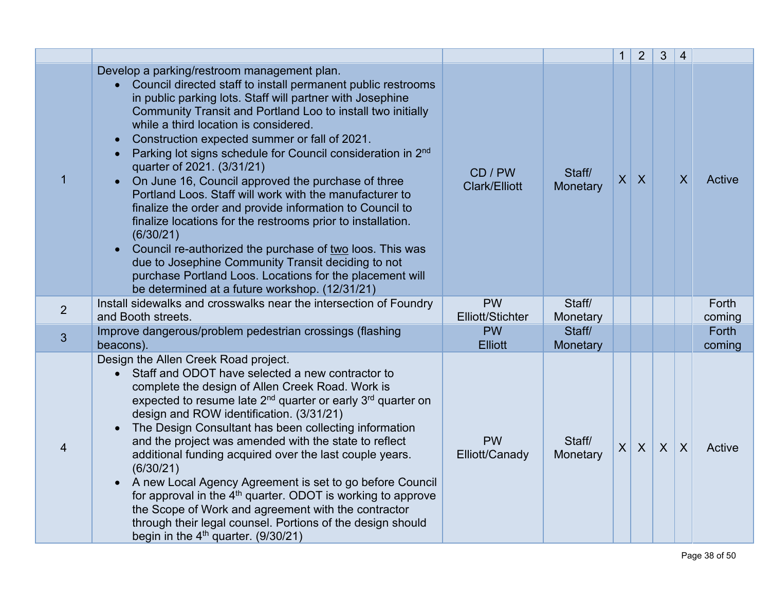| | | | | 1 | 2 | 3 | 4 | |
|---|---|---|---|---|---|---|---|---|
| 1 | Develop a parking/restroom management plan.<br>• Council directed staff to install permanent public restrooms in public parking lots. Staff will partner with Josephine Community Transit and Portland Loo to install two initially while a third location is considered.<br>• Construction expected summer or fall of 2021.<br>• Parking lot signs schedule for Council consideration in 2nd quarter of 2021. (3/31/21)<br>• On June 16, Council approved the purchase of three Portland Loos. Staff will work with the manufacturer to finalize the order and provide information to Council to finalize locations for the restrooms prior to installation. (6/30/21)<br>• Council re-authorized the purchase of two loos. This was due to Josephine Community Transit deciding to not purchase Portland Loos. Locations for the placement will be determined at a future workshop. (12/31/21) | CD / PW Clark/Elliott | Staff/ Monetary | X | X | | X | Active |
| 2 | Install sidewalks and crosswalks near the intersection of Foundry and Booth streets. | PW Elliott/Stichter | Staff/ Monetary | | | | | Forth coming |
| 3 | Improve dangerous/problem pedestrian crossings (flashing beacons). | PW Elliott | Staff/ Monetary | | | | | Forth coming |
| 4 | Design the Allen Creek Road project.<br>• Staff and ODOT have selected a new contractor to complete the design of Allen Creek Road. Work is expected to resume late 2nd quarter or early 3rd quarter on design and ROW identification. (3/31/21)<br>• The Design Consultant has been collecting information and the project was amended with the state to reflect additional funding acquired over the last couple years. (6/30/21)<br>• A new Local Agency Agreement is set to go before Council for approval in the 4th quarter. ODOT is working to approve the Scope of Work and agreement with the contractor through their legal counsel. Portions of the design should begin in the 4th quarter. (9/30/21) | PW Elliott/Canady | Staff/ Monetary | X | X | X | X | Active |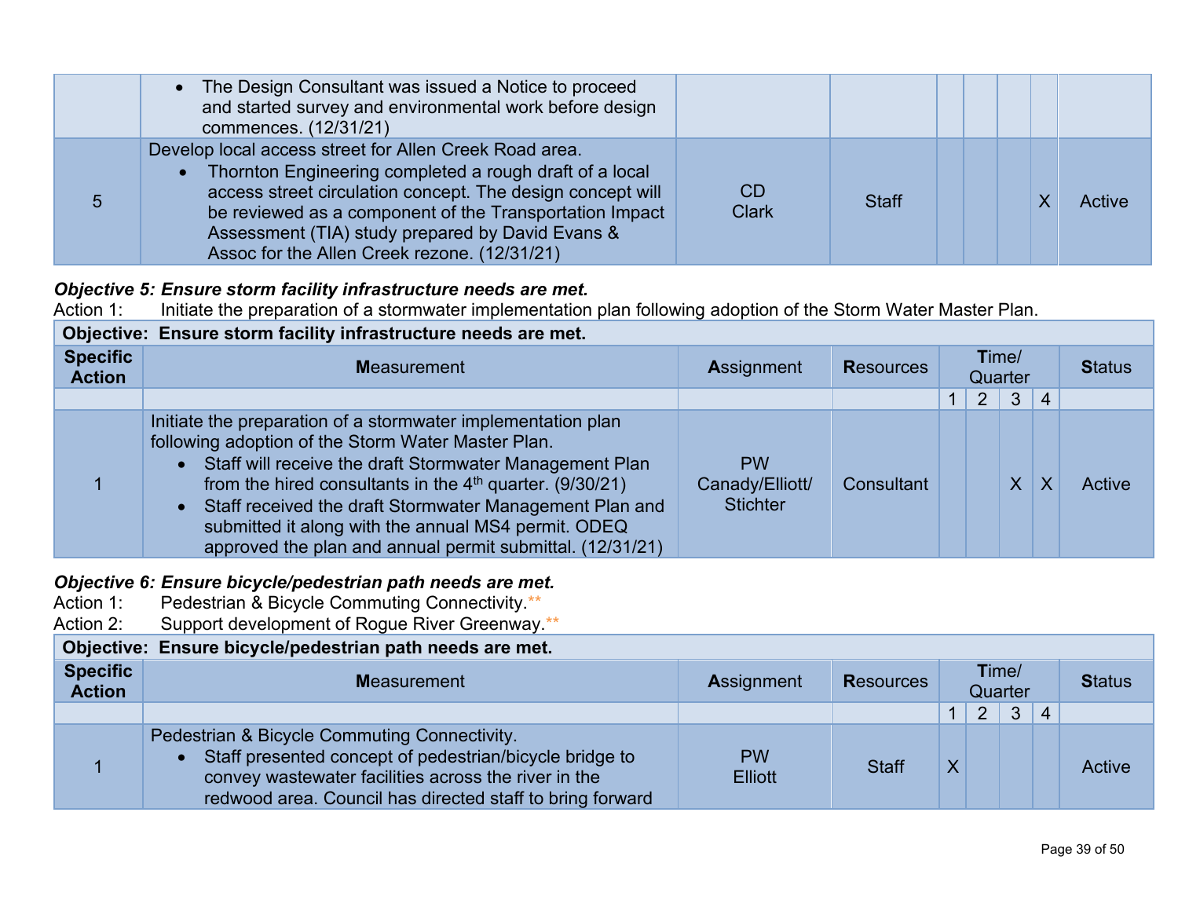| | | | | | | | | |
|---|---|---|---|---|---|---|---|---|
| | • The Design Consultant was issued a Notice to proceed and started survey and environmental work before design commences. (12/31/21) | | | | | | | |
| 5 | Develop local access street for Allen Creek Road area.<br>• Thornton Engineering completed a rough draft of a local access street circulation concept. The design concept will be reviewed as a component of the Transportation Impact Assessment (TIA) study prepared by David Evans & Assoc for the Allen Creek rezone. (12/31/21) | CD<br>Clark | Staff | | | | X | Active |

***Objective 5: Ensure storm facility infrastructure needs are met.***

Action 1: Initiate the preparation of a stormwater implementation plan following adoption of the Storm Water Master Plan.

| **Objective: Ensure storm facility infrastructure needs are met.** | | | | | | | | |
|---|---|---|---|---|---|---|---|---|
| **Specific Action** | **Measurement** | **Assignment** | **Resources** | **Time/ Quarter** | | | | **Status** |
| | | | | 1 | 2 | 3 | 4 | |
| 1 | Initiate the preparation of a stormwater implementation plan following adoption of the Storm Water Master Plan.<br>• Staff will receive the draft Stormwater Management Plan from the hired consultants in the 4th quarter. (9/30/21)<br>• Staff received the draft Stormwater Management Plan and submitted it along with the annual MS4 permit. ODEQ approved the plan and annual permit submittal. (12/31/21) | PW<br>Canady/Elliott/ Stichter | Consultant | | | X | X | Active |

***Objective 6: Ensure bicycle/pedestrian path needs are met.***

Action 1: Pedestrian & Bicycle Commuting Connectivity.**

Action 2: Support development of Rogue River Greenway.**

| **Objective: Ensure bicycle/pedestrian path needs are met.** | | | | | | | | |
|---|---|---|---|---|---|---|---|---|
| **Specific Action** | **Measurement** | **Assignment** | **Resources** | **Time/ Quarter** | | | | **Status** |
| | | | | 1 | 2 | 3 | 4 | |
| 1 | Pedestrian & Bicycle Commuting Connectivity.<br>• Staff presented concept of pedestrian/bicycle bridge to convey wastewater facilities across the river in the redwood area. Council has directed staff to bring forward | PW<br>Elliott | Staff | X | | | | Active |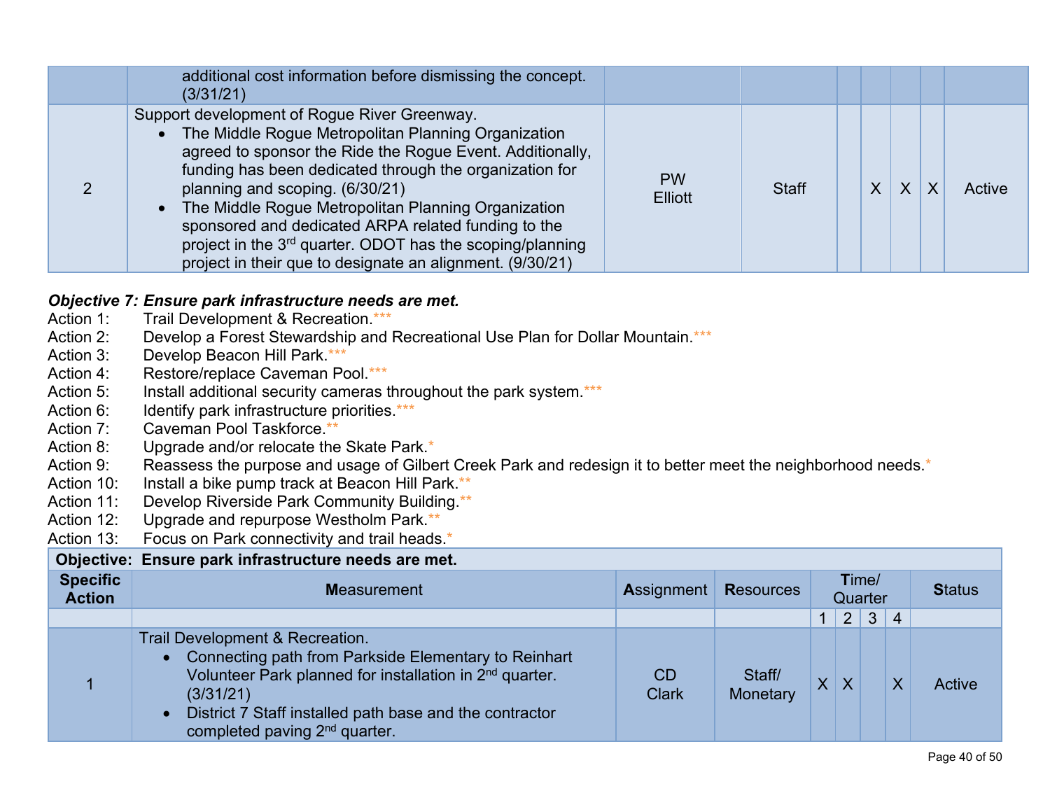| | additional cost information before dismissing the concept. (3/31/21) | | | | | | | |
|---|---|---|---|---|---|---|---|---|
| 2 | Support development of Rogue River Greenway.<br>• The Middle Rogue Metropolitan Planning Organization agreed to sponsor the Ride the Rogue Event. Additionally, funding has been dedicated through the organization for planning and scoping. (6/30/21)<br>• The Middle Rogue Metropolitan Planning Organization sponsored and dedicated ARPA related funding to the project in the 3rd quarter. ODOT has the scoping/planning project in their que to designate an alignment. (9/30/21) | PW Elliott | Staff | | X | X | X | Active |

***Objective 7: Ensure park infrastructure needs are met.***

Action 1: Trail Development & Recreation.***
Action 2: Develop a Forest Stewardship and Recreational Use Plan for Dollar Mountain.***
Action 3: Develop Beacon Hill Park.***
Action 4: Restore/replace Caveman Pool.***
Action 5: Install additional security cameras throughout the park system.***
Action 6: Identify park infrastructure priorities.***
Action 7: Caveman Pool Taskforce.**
Action 8: Upgrade and/or relocate the Skate Park.*
Action 9: Reassess the purpose and usage of Gilbert Creek Park and redesign it to better meet the neighborhood needs.*
Action 10: Install a bike pump track at Beacon Hill Park.**
Action 11: Develop Riverside Park Community Building.**
Action 12: Upgrade and repurpose Westholm Park.**
Action 13: Focus on Park connectivity and trail heads.*

| **Objective: Ensure park infrastructure needs are met.** | | | | | | | | |
|---|---|---|---|---|---|---|---|---|
| **Specific Action** | **Measurement** | **Assignment** | **Resources** | **Time/ Quarter** | | | | **Status** |
| | | | | 1 | 2 | 3 | 4 | |
| 1 | Trail Development & Recreation.<br>• Connecting path from Parkside Elementary to Reinhart Volunteer Park planned for installation in 2nd quarter. (3/31/21)<br>• District 7 Staff installed path base and the contractor completed paving 2nd quarter. | CD Clark | Staff/ Monetary | X | X | | X | Active |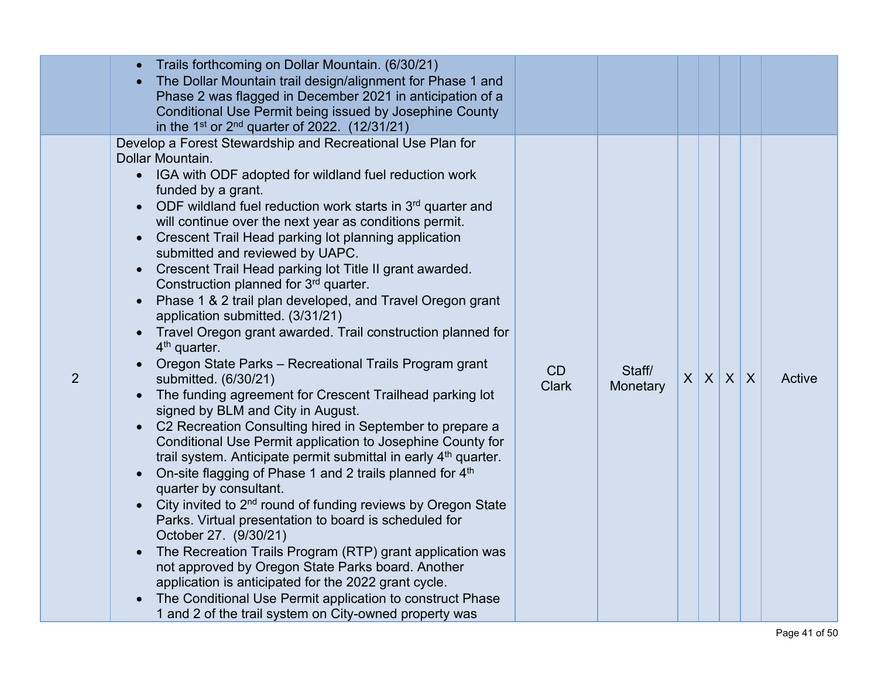| | | | | | | | | |
|---|---|---|---|---|---|---|---|---|
| | • Trails forthcoming on Dollar Mountain. (6/30/21)<br>• The Dollar Mountain trail design/alignment for Phase 1 and Phase 2 was flagged in December 2021 in anticipation of a Conditional Use Permit being issued by Josephine County in the 1st or 2nd quarter of 2022. (12/31/21) | | | | | | | |
| 2 | Develop a Forest Stewardship and Recreational Use Plan for Dollar Mountain.<br>• IGA with ODF adopted for wildland fuel reduction work funded by a grant.<br>• ODF wildland fuel reduction work starts in 3rd quarter and will continue over the next year as conditions permit.<br>• Crescent Trail Head parking lot planning application submitted and reviewed by UAPC.<br>• Crescent Trail Head parking lot Title II grant awarded. Construction planned for 3rd quarter.<br>• Phase 1 & 2 trail plan developed, and Travel Oregon grant application submitted. (3/31/21)<br>• Travel Oregon grant awarded. Trail construction planned for 4th quarter.<br>• Oregon State Parks – Recreational Trails Program grant submitted. (6/30/21)<br>• The funding agreement for Crescent Trailhead parking lot signed by BLM and City in August.<br>• C2 Recreation Consulting hired in September to prepare a Conditional Use Permit application to Josephine County for trail system. Anticipate permit submittal in early 4th quarter.<br>• On-site flagging of Phase 1 and 2 trails planned for 4th quarter by consultant.<br>• City invited to 2nd round of funding reviews by Oregon State Parks. Virtual presentation to board is scheduled for October 27. (9/30/21)<br>• The Recreation Trails Program (RTP) grant application was not approved by Oregon State Parks board. Another application is anticipated for the 2022 grant cycle.<br>• The Conditional Use Permit application to construct Phase 1 and 2 of the trail system on City-owned property was | CD Clark | Staff/ Monetary | X | X | X | X | Active |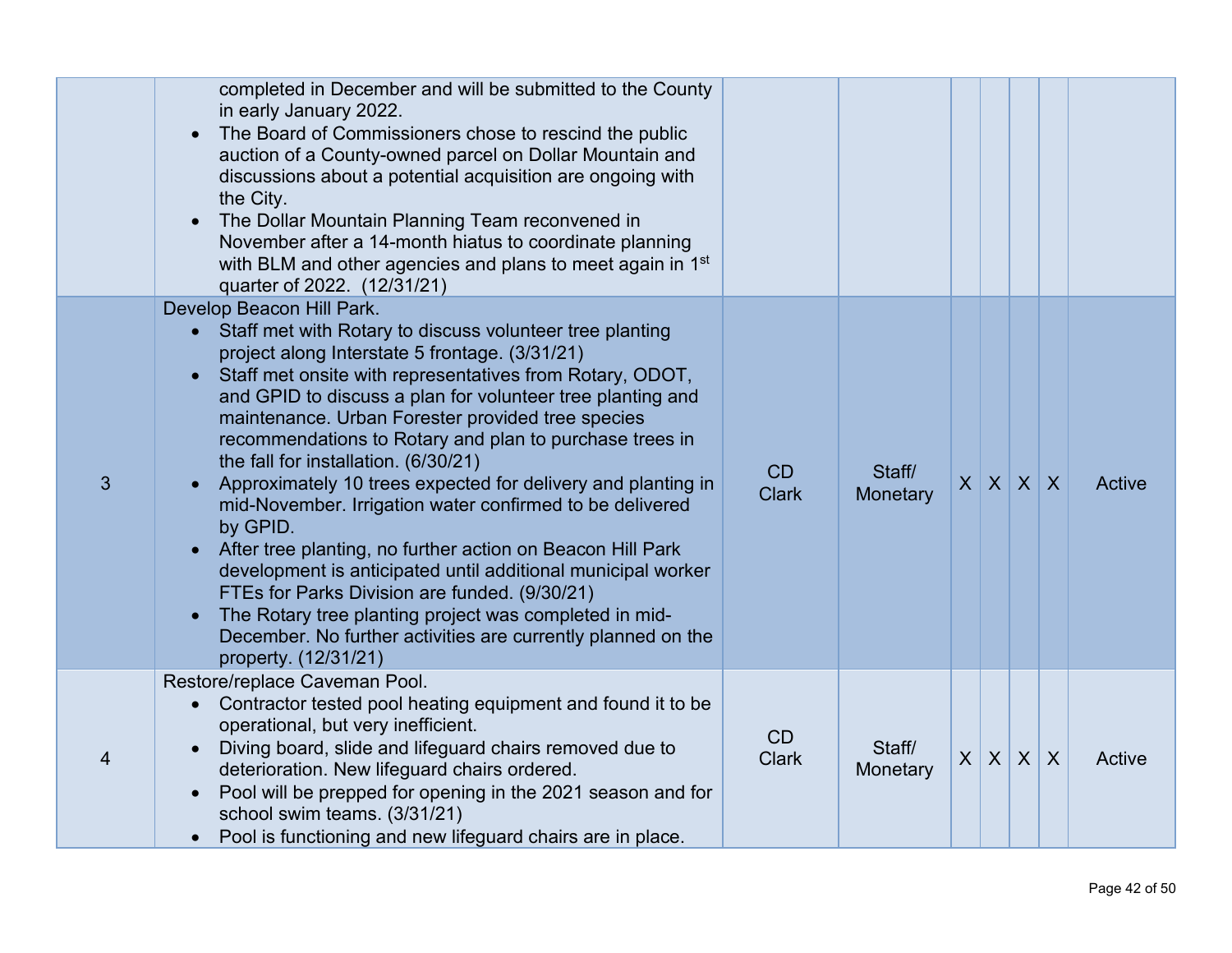|  |  |  |  |  |  |  |  |
|---|---|---|---|---|---|---|---|
|  | completed in December and will be submitted to the County in early January 2022.<br>• The Board of Commissioners chose to rescind the public auction of a County-owned parcel on Dollar Mountain and discussions about a potential acquisition are ongoing with the City.<br>• The Dollar Mountain Planning Team reconvened in November after a 14-month hiatus to coordinate planning with BLM and other agencies and plans to meet again in 1st quarter of 2022. (12/31/21) |  |  |  |  |  |  |  |
| 3 | Develop Beacon Hill Park.<br>• Staff met with Rotary to discuss volunteer tree planting project along Interstate 5 frontage. (3/31/21)<br>• Staff met onsite with representatives from Rotary, ODOT, and GPID to discuss a plan for volunteer tree planting and maintenance. Urban Forester provided tree species recommendations to Rotary and plan to purchase trees in the fall for installation. (6/30/21)<br>• Approximately 10 trees expected for delivery and planting in mid-November. Irrigation water confirmed to be delivered by GPID.<br>• After tree planting, no further action on Beacon Hill Park development is anticipated until additional municipal worker FTEs for Parks Division are funded. (9/30/21)<br>• The Rotary tree planting project was completed in mid-December. No further activities are currently planned on the property. (12/31/21) | CD Clark | Staff/ Monetary | X | X | X | X | Active |
| 4 | Restore/replace Caveman Pool.<br>• Contractor tested pool heating equipment and found it to be operational, but very inefficient.<br>• Diving board, slide and lifeguard chairs removed due to deterioration. New lifeguard chairs ordered.<br>• Pool will be prepped for opening in the 2021 season and for school swim teams. (3/31/21)<br>• Pool is functioning and new lifeguard chairs are in place. | CD Clark | Staff/ Monetary | X | X | X | X | Active |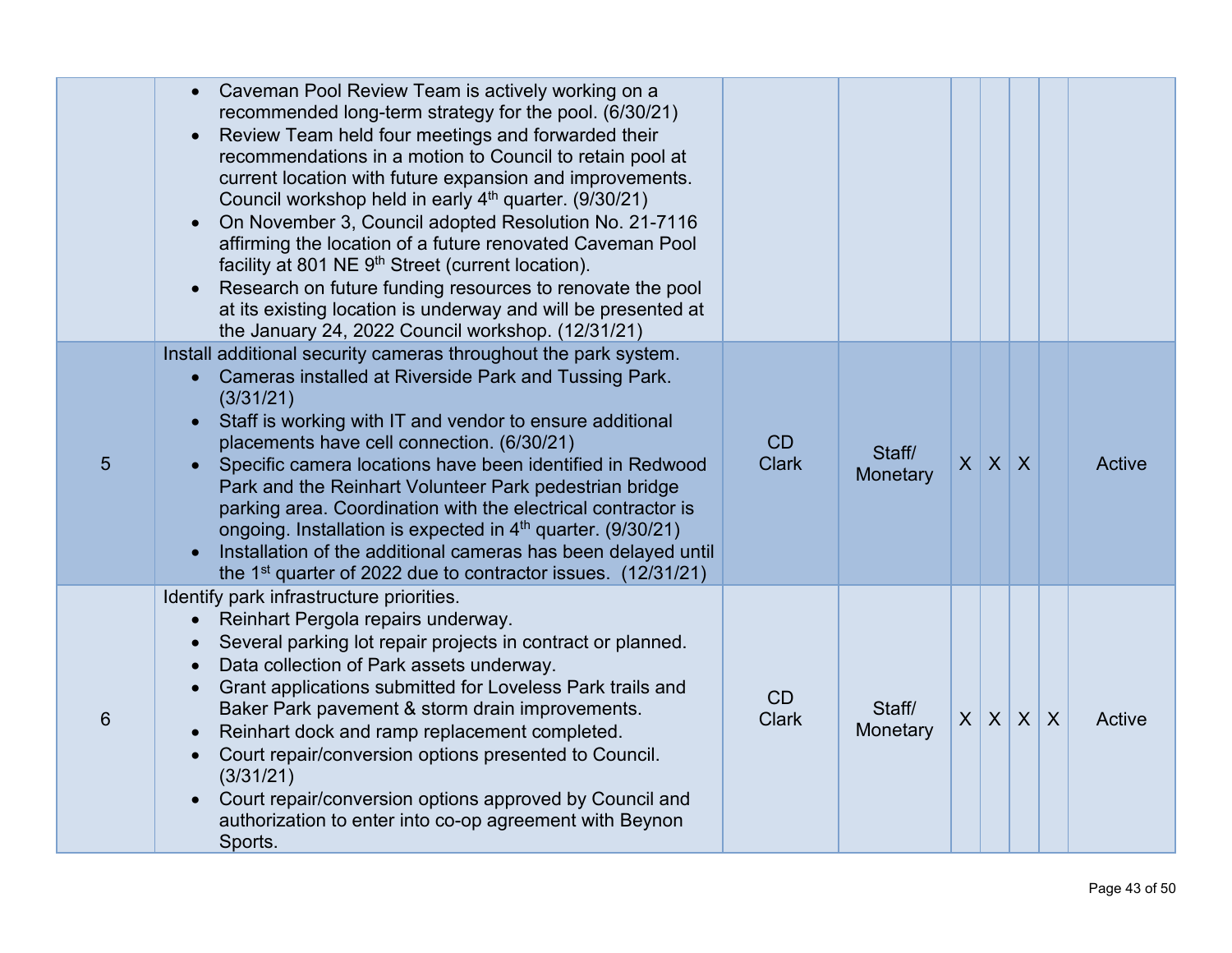| | | | | | | | | |
|---|---|---|---|---|---|---|---|---|
| | • Caveman Pool Review Team is actively working on a recommended long-term strategy for the pool. (6/30/21)<br>• Review Team held four meetings and forwarded their recommendations in a motion to Council to retain pool at current location with future expansion and improvements. Council workshop held in early 4th quarter. (9/30/21)<br>• On November 3, Council adopted Resolution No. 21-7116 affirming the location of a future renovated Caveman Pool facility at 801 NE 9th Street (current location).<br>• Research on future funding resources to renovate the pool at its existing location is underway and will be presented at the January 24, 2022 Council workshop. (12/31/21) | | | | | | | |
| 5 | Install additional security cameras throughout the park system.<br>• Cameras installed at Riverside Park and Tussing Park. (3/31/21)<br>• Staff is working with IT and vendor to ensure additional placements have cell connection. (6/30/21)<br>• Specific camera locations have been identified in Redwood Park and the Reinhart Volunteer Park pedestrian bridge parking area. Coordination with the electrical contractor is ongoing. Installation is expected in 4th quarter. (9/30/21)<br>• Installation of the additional cameras has been delayed until the 1st quarter of 2022 due to contractor issues. (12/31/21) | CD Clark | Staff/ Monetary | X | X | X | | Active |
| 6 | Identify park infrastructure priorities.<br>• Reinhart Pergola repairs underway.<br>• Several parking lot repair projects in contract or planned.<br>• Data collection of Park assets underway.<br>• Grant applications submitted for Loveless Park trails and Baker Park pavement & storm drain improvements.<br>• Reinhart dock and ramp replacement completed.<br>• Court repair/conversion options presented to Council. (3/31/21)<br>• Court repair/conversion options approved by Council and authorization to enter into co-op agreement with Beynon Sports. | CD Clark | Staff/ Monetary | X | X | X | X | Active |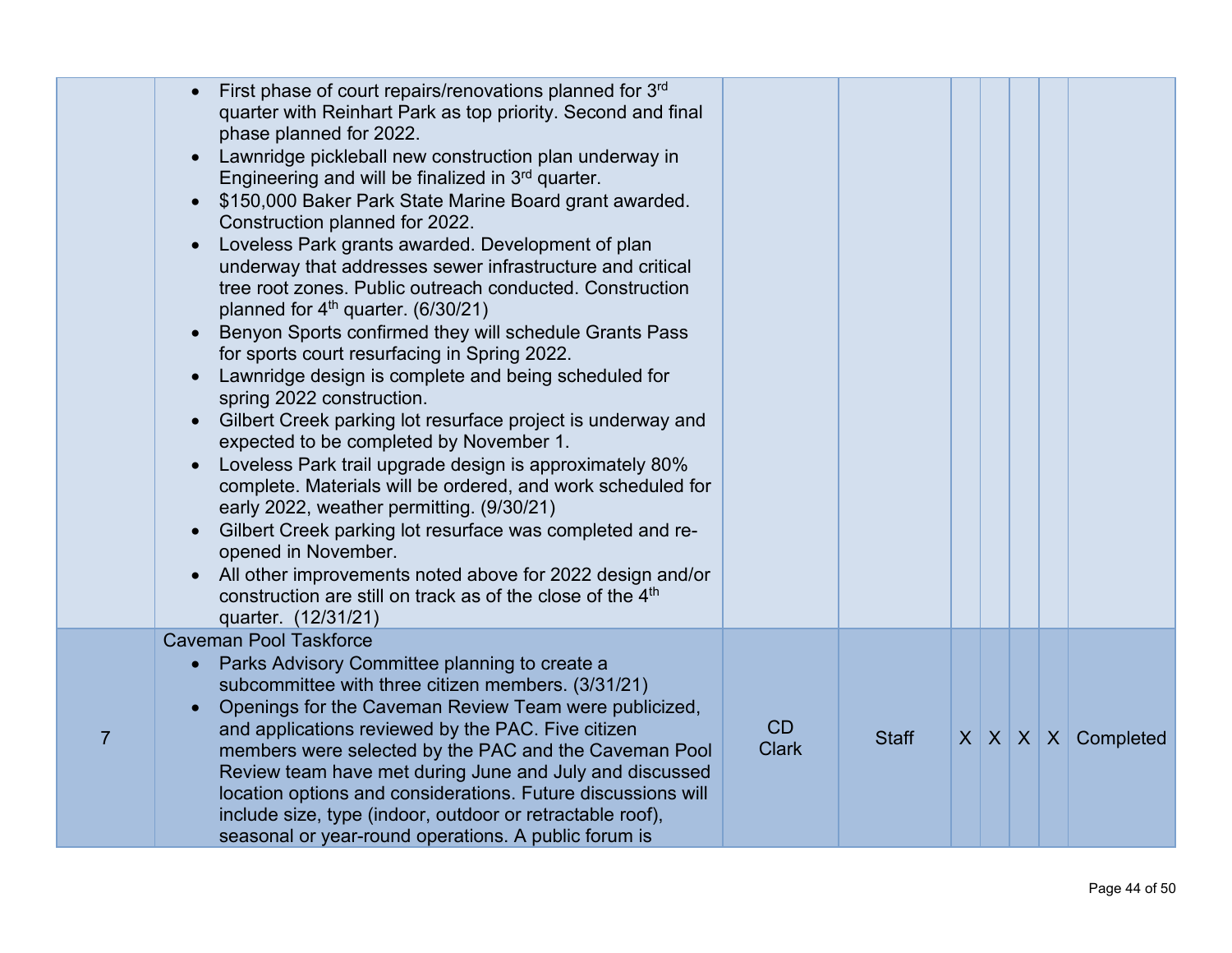| | | | | | | | | |
|---|---|---|---|---|---|---|---|---|
| | • First phase of court repairs/renovations planned for 3rd quarter with Reinhart Park as top priority. Second and final phase planned for 2022.<br>• Lawnridge pickleball new construction plan underway in Engineering and will be finalized in 3rd quarter.<br>• $150,000 Baker Park State Marine Board grant awarded. Construction planned for 2022.<br>• Loveless Park grants awarded. Development of plan underway that addresses sewer infrastructure and critical tree root zones. Public outreach conducted. Construction planned for 4th quarter. (6/30/21)<br>• Benyon Sports confirmed they will schedule Grants Pass for sports court resurfacing in Spring 2022.<br>• Lawnridge design is complete and being scheduled for spring 2022 construction.<br>• Gilbert Creek parking lot resurface project is underway and expected to be completed by November 1.<br>• Loveless Park trail upgrade design is approximately 80% complete. Materials will be ordered, and work scheduled for early 2022, weather permitting. (9/30/21)<br>• Gilbert Creek parking lot resurface was completed and re-opened in November.<br>• All other improvements noted above for 2022 design and/or construction are still on track as of the close of the 4th quarter. (12/31/21) | | | | | | | |
| 7 | Caveman Pool Taskforce<br>• Parks Advisory Committee planning to create a subcommittee with three citizen members. (3/31/21)<br>• Openings for the Caveman Review Team were publicized, and applications reviewed by the PAC. Five citizen members were selected by the PAC and the Caveman Pool Review team have met during June and July and discussed location options and considerations. Future discussions will include size, type (indoor, outdoor or retractable roof), seasonal or year-round operations. A public forum is | CD Clark | Staff | X | X | X | X | Completed |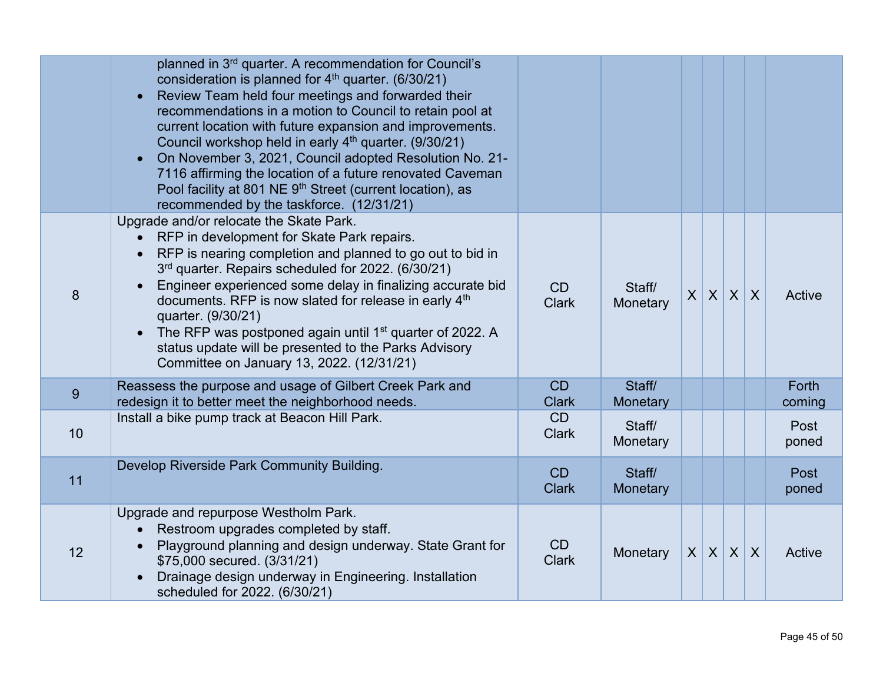| | | | | | | | | |
|---|---|---|---|---|---|---|---|---|
| | planned in 3rd quarter. A recommendation for Council's consideration is planned for 4th quarter. (6/30/21)<br>• Review Team held four meetings and forwarded their recommendations in a motion to Council to retain pool at current location with future expansion and improvements. Council workshop held in early 4th quarter. (9/30/21)<br>• On November 3, 2021, Council adopted Resolution No. 21-7116 affirming the location of a future renovated Caveman Pool facility at 801 NE 9th Street (current location), as recommended by the taskforce. (12/31/21) | | | | | | | |
| 8 | Upgrade and/or relocate the Skate Park.<br>• RFP in development for Skate Park repairs.<br>• RFP is nearing completion and planned to go out to bid in 3rd quarter. Repairs scheduled for 2022. (6/30/21)<br>• Engineer experienced some delay in finalizing accurate bid documents. RFP is now slated for release in early 4th quarter. (9/30/21)<br>• The RFP was postponed again until 1st quarter of 2022. A status update will be presented to the Parks Advisory Committee on January 13, 2022. (12/31/21) | CD Clark | Staff/ Monetary | X | X | X | X | Active |
| 9 | Reassess the purpose and usage of Gilbert Creek Park and redesign it to better meet the neighborhood needs. | CD Clark | Staff/ Monetary | | | | | Forth coming |
| 10 | Install a bike pump track at Beacon Hill Park. | CD Clark | Staff/ Monetary | | | | | Post poned |
| 11 | Develop Riverside Park Community Building. | CD Clark | Staff/ Monetary | | | | | Post poned |
| 12 | Upgrade and repurpose Westholm Park.<br>• Restroom upgrades completed by staff.<br>• Playground planning and design underway. State Grant for $75,000 secured. (3/31/21)<br>• Drainage design underway in Engineering. Installation scheduled for 2022. (6/30/21) | CD Clark | Monetary | X | X | X | X | Active |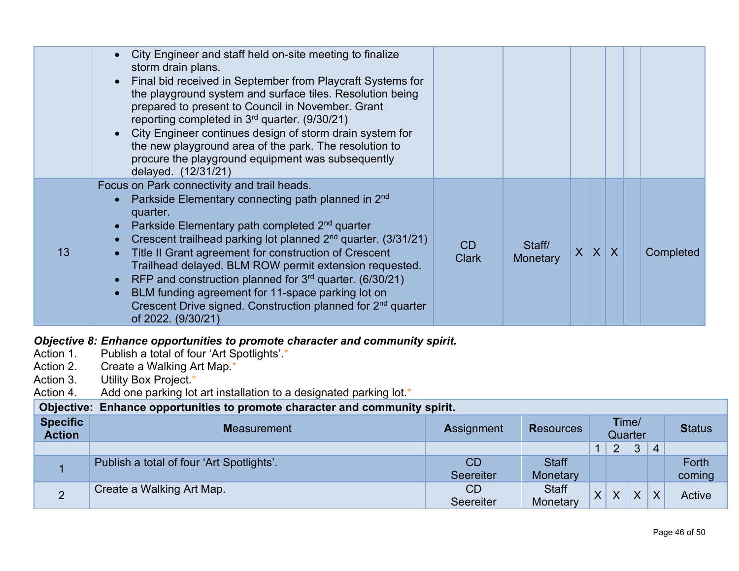| | | | | | | | | |
|---|---|---|---|---|---|---|---|---|
| | • City Engineer and staff held on-site meeting to finalize storm drain plans.<br>• Final bid received in September from Playcraft Systems for the playground system and surface tiles. Resolution being prepared to present to Council in November. Grant reporting completed in 3rd quarter. (9/30/21)<br>• City Engineer continues design of storm drain system for the new playground area of the park. The resolution to procure the playground equipment was subsequently delayed. (12/31/21) | | | | | | | |
| 13 | Focus on Park connectivity and trail heads.<br>• Parkside Elementary connecting path planned in 2nd quarter.<br>• Parkside Elementary path completed 2nd quarter<br>• Crescent trailhead parking lot planned 2nd quarter. (3/31/21)<br>• Title II Grant agreement for construction of Crescent Trailhead delayed. BLM ROW permit extension requested.<br>• RFP and construction planned for 3rd quarter. (6/30/21)<br>• BLM funding agreement for 11-space parking lot on Crescent Drive signed. Construction planned for 2nd quarter of 2022. (9/30/21) | CD Clark | Staff/ Monetary | X | X | X | | Completed |

***Objective 8: Enhance opportunities to promote character and community spirit.***

Action 1. Publish a total of four 'Art Spotlights'.*
Action 2. Create a Walking Art Map.*
Action 3. Utility Box Project.*
Action 4. Add one parking lot art installation to a designated parking lot.*

| **Objective: Enhance opportunities to promote character and community spirit.** | | | | | | | | |
|---|---|---|---|---|---|---|---|---|
| **Specific Action** | **Measurement** | **Assignment** | **Resources** | **Time/ Quarter** | | | | **Status** |
| | | | | 1 | 2 | 3 | 4 | |
| 1 | Publish a total of four 'Art Spotlights'. | CD Seereiter | Staff Monetary | | | | | Forth coming |
| 2 | Create a Walking Art Map. | CD Seereiter | Staff Monetary | X | X | X | X | Active |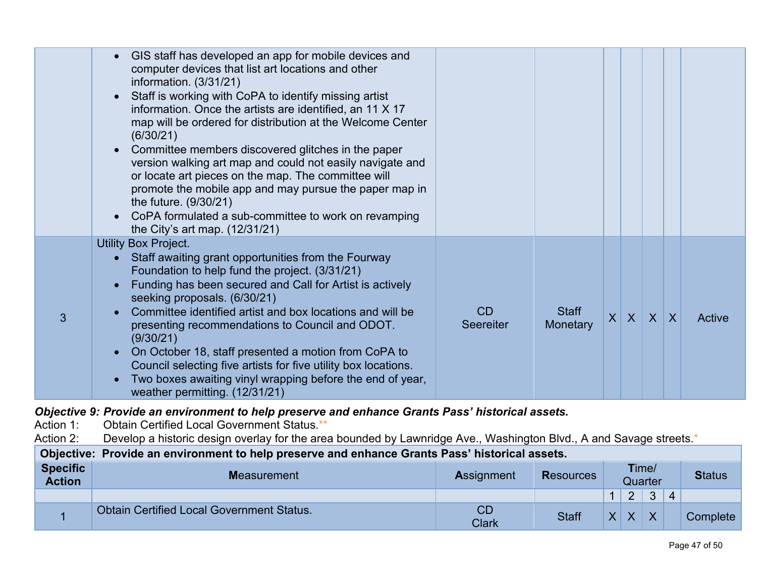| | | | | | | | | |
|---|---|---|---|---|---|---|---|---|
| | • GIS staff has developed an app for mobile devices and computer devices that list art locations and other information. (3/31/21)<br>• Staff is working with CoPA to identify missing artist information. Once the artists are identified, an 11 X 17 map will be ordered for distribution at the Welcome Center (6/30/21)<br>• Committee members discovered glitches in the paper version walking art map and could not easily navigate and or locate art pieces on the map. The committee will promote the mobile app and may pursue the paper map in the future. (9/30/21)<br>• CoPA formulated a sub-committee to work on revamping the City's art map. (12/31/21) | | | | | | | |
| 3 | Utility Box Project.<br>• Staff awaiting grant opportunities from the Fourway Foundation to help fund the project. (3/31/21)<br>• Funding has been secured and Call for Artist is actively seeking proposals. (6/30/21)<br>• Committee identified artist and box locations and will be presenting recommendations to Council and ODOT. (9/30/21)<br>• On October 18, staff presented a motion from CoPA to Council selecting five artists for five utility box locations.<br>• Two boxes awaiting vinyl wrapping before the end of year, weather permitting. (12/31/21) | CD Seereiter | Staff Monetary | X | X | X | X | Active |

***Objective 9: Provide an environment to help preserve and enhance Grants Pass' historical assets.***

Action 1: Obtain Certified Local Government Status.**

Action 2: Develop a historic design overlay for the area bounded by Lawnridge Ave., Washington Blvd., A and Savage streets.*

| **Objective: Provide an environment to help preserve and enhance Grants Pass' historical assets.** | | | | | | | | |
|---|---|---|---|---|---|---|---|---|
| **Specific Action** | **M**easurement | **A**ssignment | **R**esources | **T**ime/ Quarter | | | | **S**tatus |
| | | | | 1 | 2 | 3 | 4 | |
| 1 | Obtain Certified Local Government Status. | CD Clark | Staff | X | X | X | | Complete |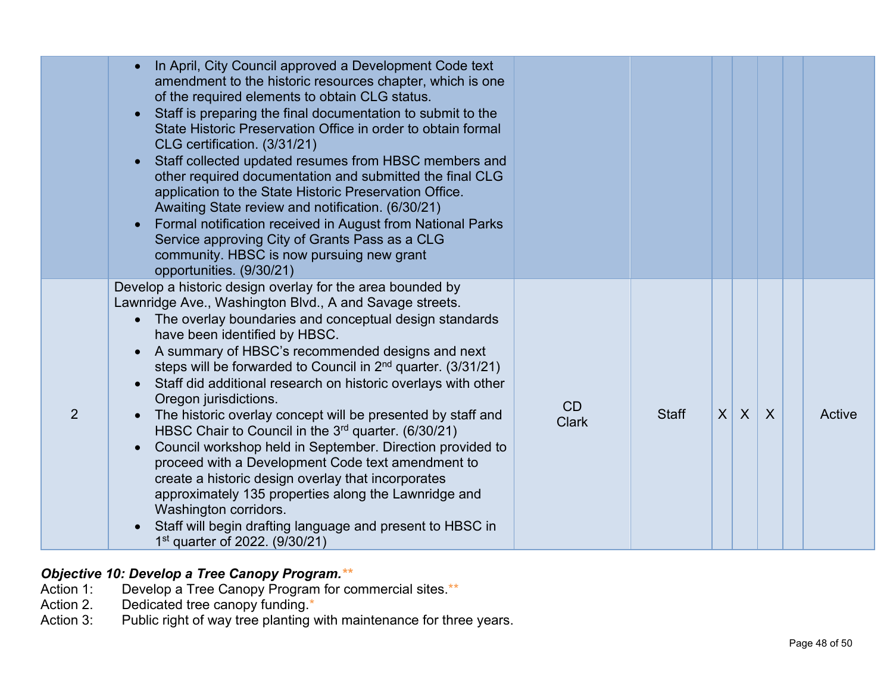| | | | | | | | | |
|---|---|---|---|---|---|---|---|---|
| | <ul><li>In April, City Council approved a Development Code text amendment to the historic resources chapter, which is one of the required elements to obtain CLG status.</li><li>Staff is preparing the final documentation to submit to the State Historic Preservation Office in order to obtain formal CLG certification. (3/31/21)</li><li>Staff collected updated resumes from HBSC members and other required documentation and submitted the final CLG application to the State Historic Preservation Office. Awaiting State review and notification. (6/30/21)</li><li>Formal notification received in August from National Parks Service approving City of Grants Pass as a CLG community. HBSC is now pursuing new grant opportunities. (9/30/21)</li></ul> | | | | | | | |
| 2 | Develop a historic design overlay for the area bounded by Lawnridge Ave., Washington Blvd., A and Savage streets.<ul><li>The overlay boundaries and conceptual design standards have been identified by HBSC.</li><li>A summary of HBSC's recommended designs and next steps will be forwarded to Council in 2nd quarter. (3/31/21)</li><li>Staff did additional research on historic overlays with other Oregon jurisdictions.</li><li>The historic overlay concept will be presented by staff and HBSC Chair to Council in the 3rd quarter. (6/30/21)</li><li>Council workshop held in September. Direction provided to proceed with a Development Code text amendment to create a historic design overlay that incorporates approximately 135 properties along the Lawnridge and Washington corridors.</li><li>Staff will begin drafting language and present to HBSC in 1st quarter of 2022. (9/30/21)</li></ul> | CD<br>Clark | Staff | X | X | X | | Active |

***Objective 10: Develop a Tree Canopy Program.*****

Action 1: Develop a Tree Canopy Program for commercial sites.**

Action 2. Dedicated tree canopy funding.*

Action 3: Public right of way tree planting with maintenance for three years.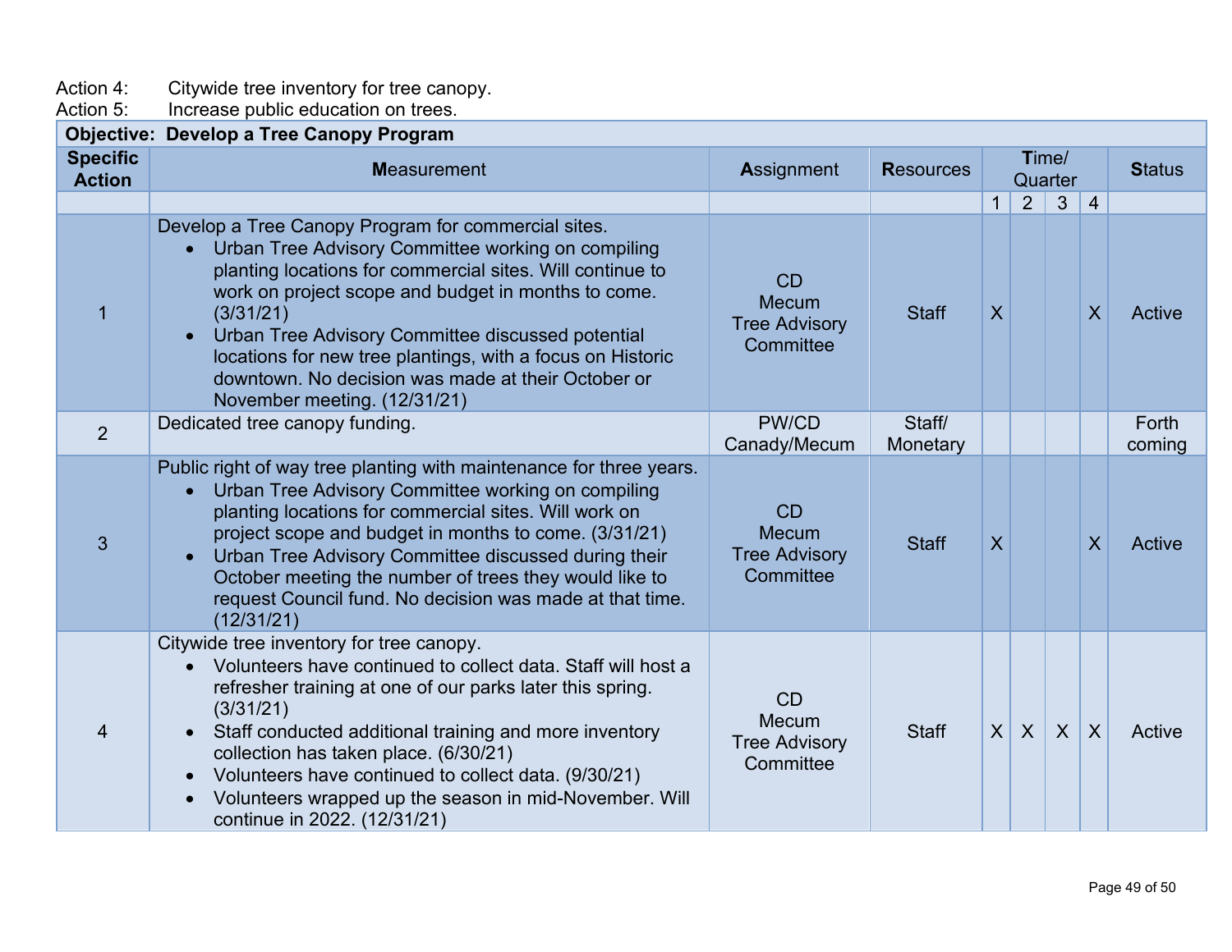Action 4: Citywide tree inventory for tree canopy.
Action 5: Increase public education on trees.

| Objective: Develop a Tree Canopy Program | | | | | | | | |
|---|---|---|---|---|---|---|---|---|
| **Specific Action** | **Measurement** | **Assignment** | **Resources** | **Time/ Quarter** | | | | **Status** |
| | | | | 1 | 2 | 3 | 4 | |
| 1 | Develop a Tree Canopy Program for commercial sites.<br>• Urban Tree Advisory Committee working on compiling planting locations for commercial sites. Will continue to work on project scope and budget in months to come. (3/31/21)<br>• Urban Tree Advisory Committee discussed potential locations for new tree plantings, with a focus on Historic downtown. No decision was made at their October or November meeting. (12/31/21) | CD Mecum Tree Advisory Committee | Staff | X | | | X | Active |
| 2 | Dedicated tree canopy funding. | PW/CD Canady/Mecum | Staff/ Monetary | | | | | Forth coming |
| 3 | Public right of way tree planting with maintenance for three years.<br>• Urban Tree Advisory Committee working on compiling planting locations for commercial sites. Will work on project scope and budget in months to come. (3/31/21)<br>• Urban Tree Advisory Committee discussed during their October meeting the number of trees they would like to request Council fund. No decision was made at that time. (12/31/21) | CD Mecum Tree Advisory Committee | Staff | X | | | X | Active |
| 4 | Citywide tree inventory for tree canopy.<br>• Volunteers have continued to collect data. Staff will host a refresher training at one of our parks later this spring. (3/31/21)<br>• Staff conducted additional training and more inventory collection has taken place. (6/30/21)<br>• Volunteers have continued to collect data. (9/30/21)<br>• Volunteers wrapped up the season in mid-November. Will continue in 2022. (12/31/21) | CD Mecum Tree Advisory Committee | Staff | X | X | X | X | Active |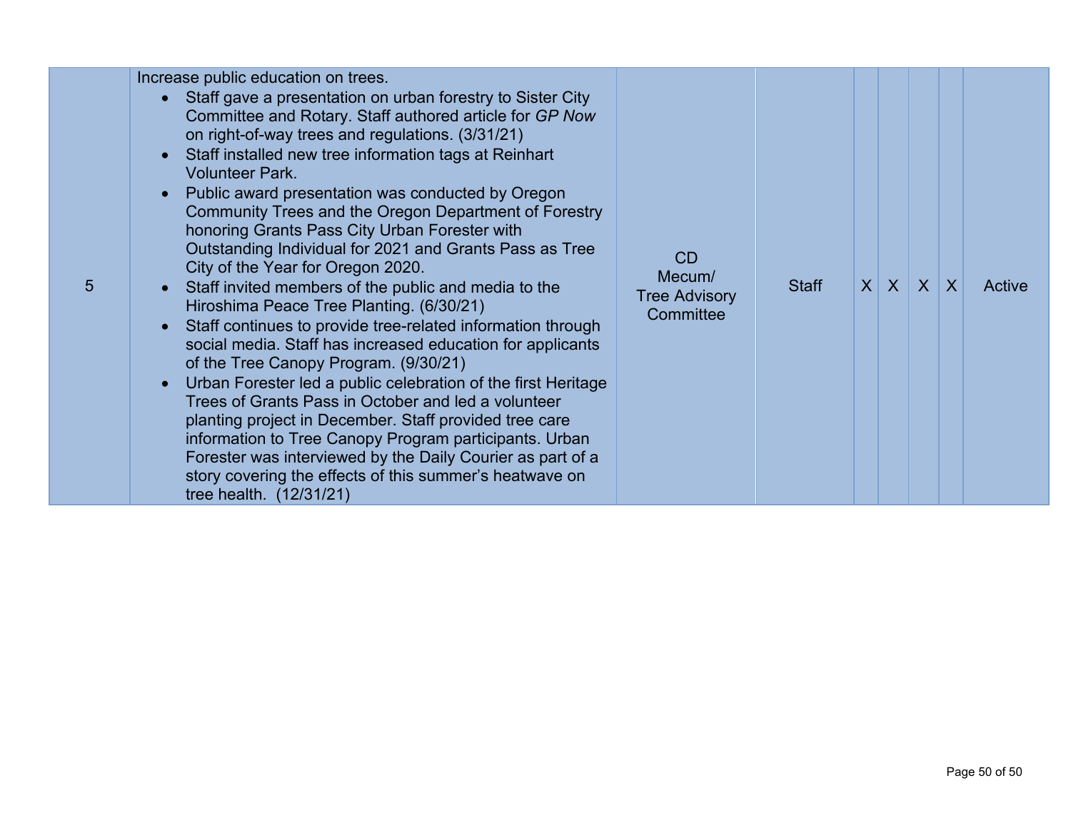| | | | | | | | | |
|---|---|---|---|---|---|---|---|---|
| 5 | Increase public education on trees.<br>• Staff gave a presentation on urban forestry to Sister City Committee and Rotary. Staff authored article for *GP Now* on right-of-way trees and regulations. (3/31/21)<br>• Staff installed new tree information tags at Reinhart Volunteer Park.<br>• Public award presentation was conducted by Oregon Community Trees and the Oregon Department of Forestry honoring Grants Pass City Urban Forester with Outstanding Individual for 2021 and Grants Pass as Tree City of the Year for Oregon 2020.<br>• Staff invited members of the public and media to the Hiroshima Peace Tree Planting. (6/30/21)<br>• Staff continues to provide tree-related information through social media. Staff has increased education for applicants of the Tree Canopy Program. (9/30/21)<br>• Urban Forester led a public celebration of the first Heritage Trees of Grants Pass in October and led a volunteer planting project in December. Staff provided tree care information to Tree Canopy Program participants. Urban Forester was interviewed by the Daily Courier as part of a story covering the effects of this summer's heatwave on tree health. (12/31/21) | CD<br>Mecum/<br>Tree Advisory Committee | Staff | X | X | X | X | Active |